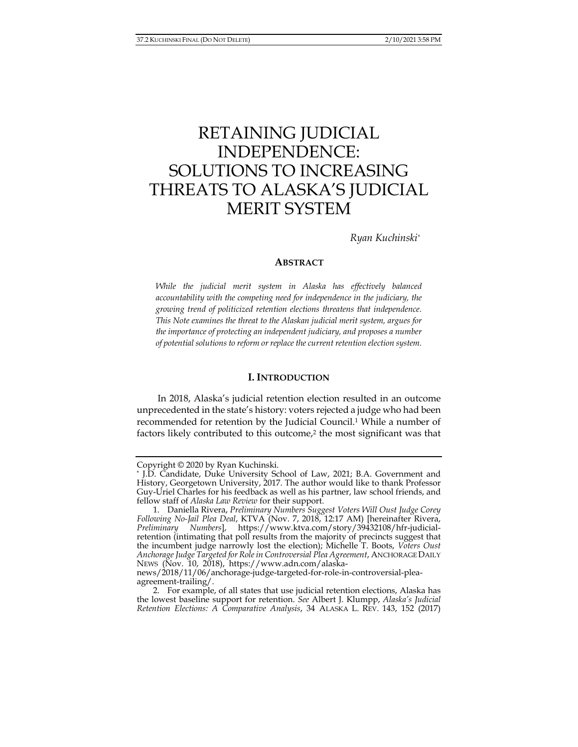# RETAINING JUDICIAL INDEPENDENCE: SOLUTIONS TO INCREASING THREATS TO ALASKA'S JUDICIAL MERIT SYSTEM

*Ryan Kuchinski*[*]

## ABSTRACT

*While the judicial merit system in Alaska has effectively balanced accountability with the competing need for independence in the judiciary, the growing trend of politicized retention elections threatens that independence. This Note examines the threat to the Alaskan judicial merit system, argues for the importance of protecting an independent judiciary, and proposes a number of potential solutions to reform or replace the current retention election system.*

## I. INTRODUCTION

In 2018, Alaska's judicial retention election resulted in an outcome unprecedented in the state's history: voters rejected a judge who had been recommended for retention by the Judicial Council.[1] While a number of factors likely contributed to this outcome,[2] the most significant was that

---

Copyright © 2020 by Ryan Kuchinski.

[*] J.D. Candidate, Duke University School of Law, 2021; B.A. Government and History, Georgetown University, 2017. The author would like to thank Professor Guy-Uriel Charles for his feedback as well as his partner, law school friends, and fellow staff of *Alaska Law Review* for their support.

1. Daniella Rivera, *Preliminary Numbers Suggest Voters Will Oust Judge Corey Following No-Jail Plea Deal*, KTVA (Nov. 7, 2018, 12:17 AM) [hereinafter Rivera, *Preliminary Numbers*], https://www.ktva.com/story/39432108/hfr-judicial-retention (intimating that poll results from the majority of precincts suggest that the incumbent judge narrowly lost the election); Michelle T. Boots, *Voters Oust Anchorage Judge Targeted for Role in Controversial Plea Agreement*, ANCHORAGE DAILY NEWS (Nov. 10, 2018), https://www.adn.com/alaska-news/2018/11/06/anchorage-judge-targeted-for-role-in-controversial-plea-agreement-trailing/.

2. For example, of all states that use judicial retention elections, Alaska has the lowest baseline support for retention. *See* Albert J. Klumpp, *Alaska's Judicial Retention Elections: A Comparative Analysis*, 34 ALASKA L. REV. 143, 152 (2017)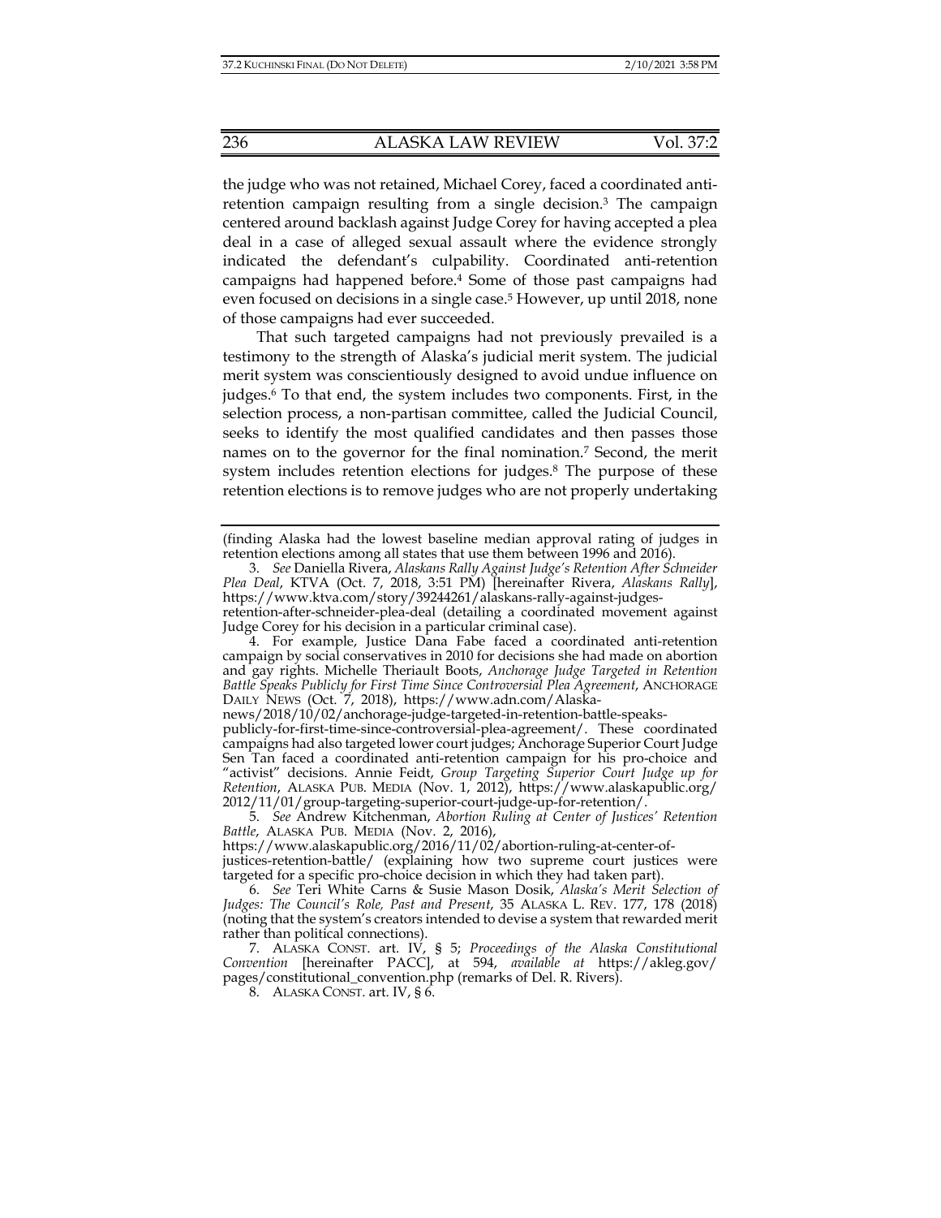the judge who was not retained, Michael Corey, faced a coordinated anti-retention campaign resulting from a single decision.[3] The campaign centered around backlash against Judge Corey for having accepted a plea deal in a case of alleged sexual assault where the evidence strongly indicated the defendant's culpability. Coordinated anti-retention campaigns had happened before.[4] Some of those past campaigns had even focused on decisions in a single case.[5] However, up until 2018, none of those campaigns had ever succeeded.

That such targeted campaigns had not previously prevailed is a testimony to the strength of Alaska's judicial merit system. The judicial merit system was conscientiously designed to avoid undue influence on judges.[6] To that end, the system includes two components. First, in the selection process, a non-partisan committee, called the Judicial Council, seeks to identify the most qualified candidates and then passes those names on to the governor for the final nomination.[7] Second, the merit system includes retention elections for judges.[8] The purpose of these retention elections is to remove judges who are not properly undertaking

---

(finding Alaska had the lowest baseline median approval rating of judges in retention elections among all states that use them between 1996 and 2016).

3. *See* Daniella Rivera, *Alaskans Rally Against Judge's Retention After Schneider Plea Deal*, KTVA (Oct. 7, 2018, 3:51 PM) [hereinafter Rivera, *Alaskans Rally*], https://www.ktva.com/story/39244261/alaskans-rally-against-judges-retention-after-schneider-plea-deal (detailing a coordinated movement against Judge Corey for his decision in a particular criminal case).

4. For example, Justice Dana Fabe faced a coordinated anti-retention campaign by social conservatives in 2010 for decisions she had made on abortion and gay rights. Michelle Theriault Boots, *Anchorage Judge Targeted in Retention Battle Speaks Publicly for First Time Since Controversial Plea Agreement*, ANCHORAGE DAILY NEWS (Oct. 7, 2018), https://www.adn.com/Alaska-news/2018/10/02/anchorage-judge-targeted-in-retention-battle-speaks-publicly-for-first-time-since-controversial-plea-agreement/. These coordinated campaigns had also targeted lower court judges; Anchorage Superior Court Judge Sen Tan faced a coordinated anti-retention campaign for his pro-choice and "activist" decisions. Annie Feidt, *Group Targeting Superior Court Judge up for Retention*, ALASKA PUB. MEDIA (Nov. 1, 2012), https://www.alaskapublic.org/2012/11/01/group-targeting-superior-court-judge-up-for-retention/.

5. *See* Andrew Kitchenman, *Abortion Ruling at Center of Justices' Retention Battle*, ALASKA PUB. MEDIA (Nov. 2, 2016), https://www.alaskapublic.org/2016/11/02/abortion-ruling-at-center-of-justices-retention-battle/ (explaining how two supreme court justices were targeted for a specific pro-choice decision in which they had taken part).

6. *See* Teri White Carns & Susie Mason Dosik, *Alaska's Merit Selection of Judges: The Council's Role, Past and Present*, 35 ALASKA L. REV. 177, 178 (2018) (noting that the system's creators intended to devise a system that rewarded merit rather than political connections).

7. ALASKA CONST. art. IV, § 5; *Proceedings of the Alaska Constitutional Convention* [hereinafter PACC], at 594, *available at* https://akleg.gov/pages/constitutional_convention.php (remarks of Del. R. Rivers).

8. ALASKA CONST. art. IV, § 6.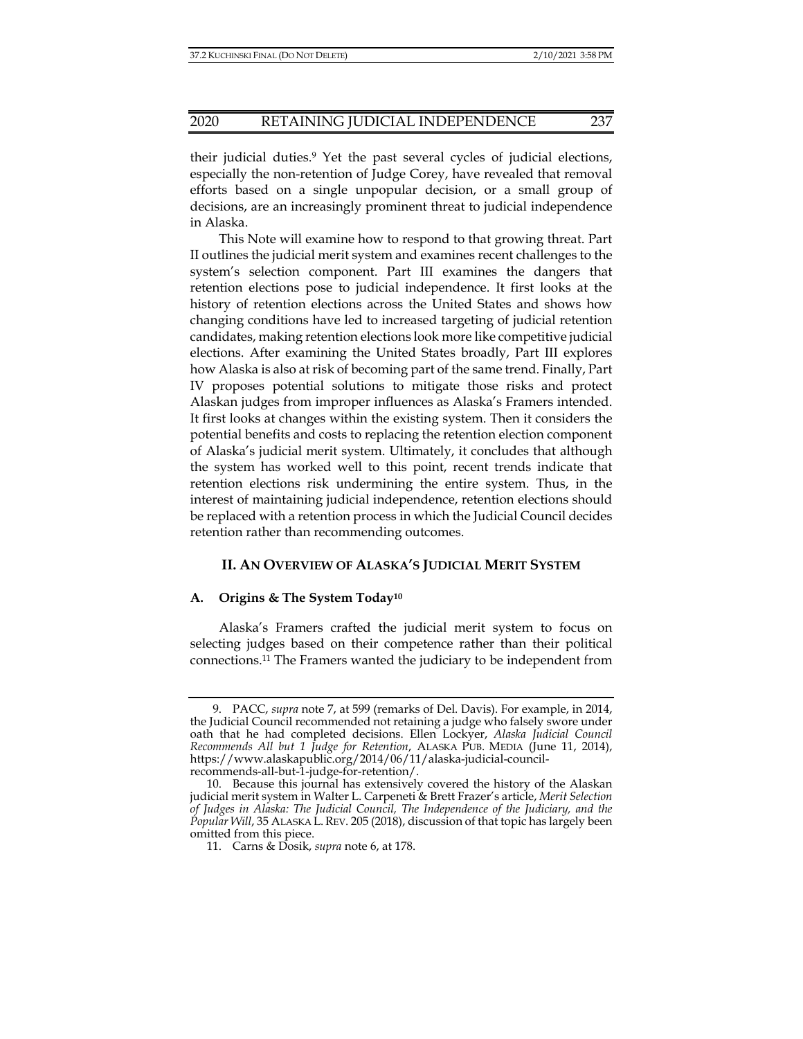their judicial duties.[9] Yet the past several cycles of judicial elections, especially the non-retention of Judge Corey, have revealed that removal efforts based on a single unpopular decision, or a small group of decisions, are an increasingly prominent threat to judicial independence in Alaska.

This Note will examine how to respond to that growing threat. Part II outlines the judicial merit system and examines recent challenges to the system's selection component. Part III examines the dangers that retention elections pose to judicial independence. It first looks at the history of retention elections across the United States and shows how changing conditions have led to increased targeting of judicial retention candidates, making retention elections look more like competitive judicial elections. After examining the United States broadly, Part III explores how Alaska is also at risk of becoming part of the same trend. Finally, Part IV proposes potential solutions to mitigate those risks and protect Alaskan judges from improper influences as Alaska's Framers intended. It first looks at changes within the existing system. Then it considers the potential benefits and costs to replacing the retention election component of Alaska's judicial merit system. Ultimately, it concludes that although the system has worked well to this point, recent trends indicate that retention elections risk undermining the entire system. Thus, in the interest of maintaining judicial independence, retention elections should be replaced with a retention process in which the Judicial Council decides retention rather than recommending outcomes.

## II. AN OVERVIEW OF ALASKA'S JUDICIAL MERIT SYSTEM

### A. Origins & The System Today[10]

Alaska's Framers crafted the judicial merit system to focus on selecting judges based on their competence rather than their political connections.[11] The Framers wanted the judiciary to be independent from

---

9. PACC, *supra* note 7, at 599 (remarks of Del. Davis). For example, in 2014, the Judicial Council recommended not retaining a judge who falsely swore under oath that he had completed decisions. Ellen Lockyer, *Alaska Judicial Council Recommends All but 1 Judge for Retention*, ALASKA PUB. MEDIA (June 11, 2014), https://www.alaskapublic.org/2014/06/11/alaska-judicial-council-recommends-all-but-1-judge-for-retention/.

10. Because this journal has extensively covered the history of the Alaskan judicial merit system in Walter L. Carpeneti & Brett Frazer's article, *Merit Selection of Judges in Alaska: The Judicial Council, The Independence of the Judiciary, and the Popular Will*, 35 ALASKA L. REV. 205 (2018), discussion of that topic has largely been omitted from this piece.

11. Carns & Dosik, *supra* note 6, at 178.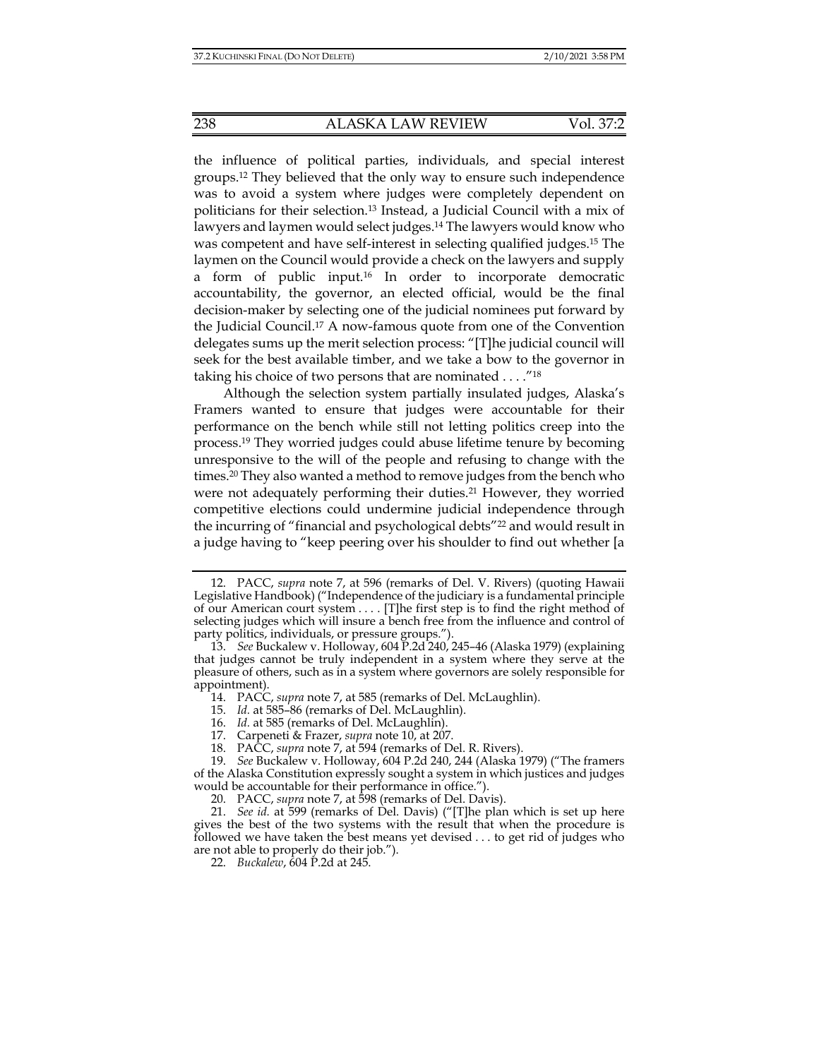the influence of political parties, individuals, and special interest groups.[12] They believed that the only way to ensure such independence was to avoid a system where judges were completely dependent on politicians for their selection.[13] Instead, a Judicial Council with a mix of lawyers and laymen would select judges.[14] The lawyers would know who was competent and have self-interest in selecting qualified judges.[15] The laymen on the Council would provide a check on the lawyers and supply a form of public input.[16] In order to incorporate democratic accountability, the governor, an elected official, would be the final decision-maker by selecting one of the judicial nominees put forward by the Judicial Council.[17] A now-famous quote from one of the Convention delegates sums up the merit selection process: "[T]he judicial council will seek for the best available timber, and we take a bow to the governor in taking his choice of two persons that are nominated . . . ."[18]

Although the selection system partially insulated judges, Alaska's Framers wanted to ensure that judges were accountable for their performance on the bench while still not letting politics creep into the process.[19] They worried judges could abuse lifetime tenure by becoming unresponsive to the will of the people and refusing to change with the times.[20] They also wanted a method to remove judges from the bench who were not adequately performing their duties.[21] However, they worried competitive elections could undermine judicial independence through the incurring of "financial and psychological debts"[22] and would result in a judge having to "keep peering over his shoulder to find out whether [a

---

12. PACC, *supra* note 7, at 596 (remarks of Del. V. Rivers) (quoting Hawaii Legislative Handbook) ("Independence of the judiciary is a fundamental principle of our American court system . . . . [T]he first step is to find the right method of selecting judges which will insure a bench free from the influence and control of party politics, individuals, or pressure groups.").

13. *See* Buckalew v. Holloway, 604 P.2d 240, 245–46 (Alaska 1979) (explaining that judges cannot be truly independent in a system where they serve at the pleasure of others, such as in a system where governors are solely responsible for appointment).

14. PACC, *supra* note 7, at 585 (remarks of Del. McLaughlin).

15. *Id.* at 585–86 (remarks of Del. McLaughlin).

16. *Id.* at 585 (remarks of Del. McLaughlin).

17. Carpeneti & Frazer, *supra* note 10, at 207.

18. PACC, *supra* note 7, at 594 (remarks of Del. R. Rivers).

19. *See* Buckalew v. Holloway, 604 P.2d 240, 244 (Alaska 1979) ("The framers of the Alaska Constitution expressly sought a system in which justices and judges would be accountable for their performance in office.").

20. PACC, *supra* note 7, at 598 (remarks of Del. Davis).

21. *See id.* at 599 (remarks of Del. Davis) ("[T]he plan which is set up here gives the best of the two systems with the result that when the procedure is followed we have taken the best means yet devised . . . to get rid of judges who are not able to properly do their job.").

22. *Buckalew*, 604 P.2d at 245.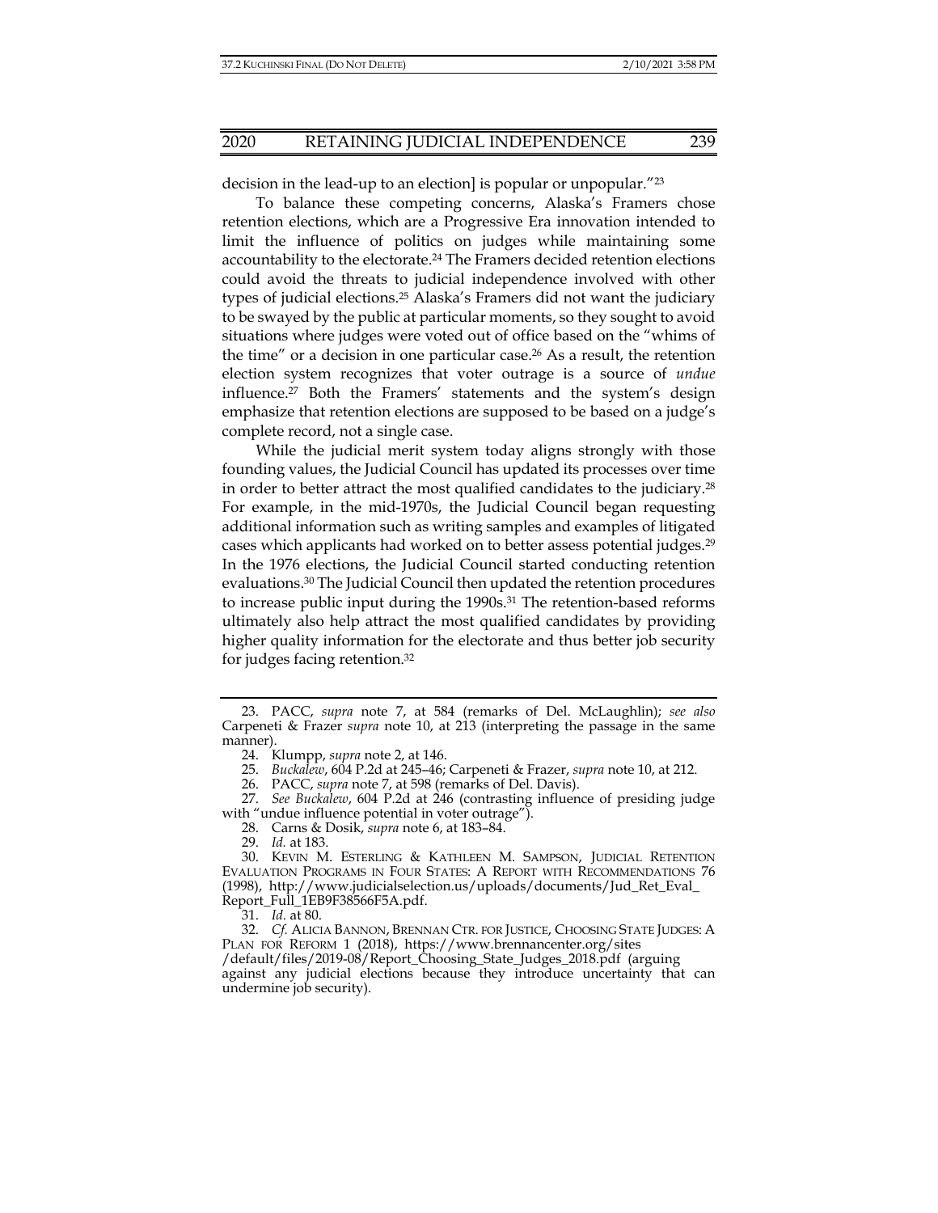decision in the lead-up to an election] is popular or unpopular."[23]

To balance these competing concerns, Alaska's Framers chose retention elections, which are a Progressive Era innovation intended to limit the influence of politics on judges while maintaining some accountability to the electorate.[24] The Framers decided retention elections could avoid the threats to judicial independence involved with other types of judicial elections.[25] Alaska's Framers did not want the judiciary to be swayed by the public at particular moments, so they sought to avoid situations where judges were voted out of office based on the "whims of the time" or a decision in one particular case.[26] As a result, the retention election system recognizes that voter outrage is a source of *undue* influence.[27] Both the Framers' statements and the system's design emphasize that retention elections are supposed to be based on a judge's complete record, not a single case.

While the judicial merit system today aligns strongly with those founding values, the Judicial Council has updated its processes over time in order to better attract the most qualified candidates to the judiciary.[28] For example, in the mid-1970s, the Judicial Council began requesting additional information such as writing samples and examples of litigated cases which applicants had worked on to better assess potential judges.[29] In the 1976 elections, the Judicial Council started conducting retention evaluations.[30] The Judicial Council then updated the retention procedures to increase public input during the 1990s.[31] The retention-based reforms ultimately also help attract the most qualified candidates by providing higher quality information for the electorate and thus better job security for judges facing retention.[32]

---

23. PACC, *supra* note 7, at 584 (remarks of Del. McLaughlin); *see also* Carpeneti & Frazer *supra* note 10, at 213 (interpreting the passage in the same manner).

24. Klumpp, *supra* note 2, at 146.

25. *Buckalew*, 604 P.2d at 245–46; Carpeneti & Frazer, *supra* note 10, at 212.

26. PACC, *supra* note 7, at 598 (remarks of Del. Davis).

27. *See Buckalew*, 604 P.2d at 246 (contrasting influence of presiding judge with "undue influence potential in voter outrage").

28. Carns & Dosik, *supra* note 6, at 183–84.

29. *Id.* at 183.

30. KEVIN M. ESTERLING & KATHLEEN M. SAMPSON, JUDICIAL RETENTION EVALUATION PROGRAMS IN FOUR STATES: A REPORT WITH RECOMMENDATIONS 76 (1998), http://www.judicialselection.us/uploads/documents/Jud_Ret_Eval_Report_Full_1EB9F38566F5A.pdf.

31. *Id.* at 80.

32. *Cf.* ALICIA BANNON, BRENNAN CTR. FOR JUSTICE, CHOOSING STATE JUDGES: A PLAN FOR REFORM 1 (2018), https://www.brennancenter.org/sites/default/files/2019-08/Report_Choosing_State_Judges_2018.pdf (arguing against any judicial elections because they introduce uncertainty that can undermine job security).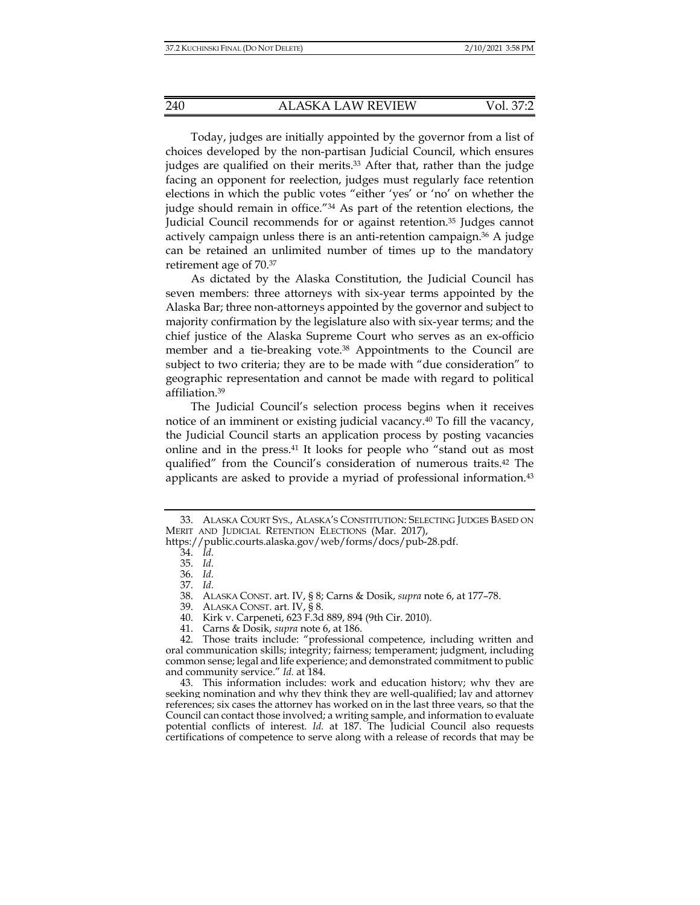Today, judges are initially appointed by the governor from a list of choices developed by the non-partisan Judicial Council, which ensures judges are qualified on their merits.[33] After that, rather than the judge facing an opponent for reelection, judges must regularly face retention elections in which the public votes "either 'yes' or 'no' on whether the judge should remain in office."[34] As part of the retention elections, the Judicial Council recommends for or against retention.[35] Judges cannot actively campaign unless there is an anti-retention campaign.[36] A judge can be retained an unlimited number of times up to the mandatory retirement age of 70.[37]

As dictated by the Alaska Constitution, the Judicial Council has seven members: three attorneys with six-year terms appointed by the Alaska Bar; three non-attorneys appointed by the governor and subject to majority confirmation by the legislature also with six-year terms; and the chief justice of the Alaska Supreme Court who serves as an ex-officio member and a tie-breaking vote.[38] Appointments to the Council are subject to two criteria; they are to be made with "due consideration" to geographic representation and cannot be made with regard to political affiliation.[39]

The Judicial Council's selection process begins when it receives notice of an imminent or existing judicial vacancy.[40] To fill the vacancy, the Judicial Council starts an application process by posting vacancies online and in the press.[41] It looks for people who "stand out as most qualified" from the Council's consideration of numerous traits.[42] The applicants are asked to provide a myriad of professional information.[43]

---

33. ALASKA COURT SYS., ALASKA'S CONSTITUTION: SELECTING JUDGES BASED ON MERIT AND JUDICIAL RETENTION ELECTIONS (Mar. 2017), https://public.courts.alaska.gov/web/forms/docs/pub-28.pdf.

34. *Id.*

35. *Id.*

36. *Id.*

37. *Id.*

38. ALASKA CONST. art. IV, § 8; Carns & Dosik, *supra* note 6, at 177–78.

39. ALASKA CONST. art. IV, § 8.

40. Kirk v. Carpeneti, 623 F.3d 889, 894 (9th Cir. 2010).

41. Carns & Dosik, *supra* note 6, at 186.

42. Those traits include: "professional competence, including written and oral communication skills; integrity; fairness; temperament; judgment, including common sense; legal and life experience; and demonstrated commitment to public and community service." *Id.* at 184.

43. This information includes: work and education history; why they are seeking nomination and why they think they are well-qualified; lay and attorney references; six cases the attorney has worked on in the last three years, so that the Council can contact those involved; a writing sample, and information to evaluate potential conflicts of interest. *Id.* at 187. The Judicial Council also requests certifications of competence to serve along with a release of records that may be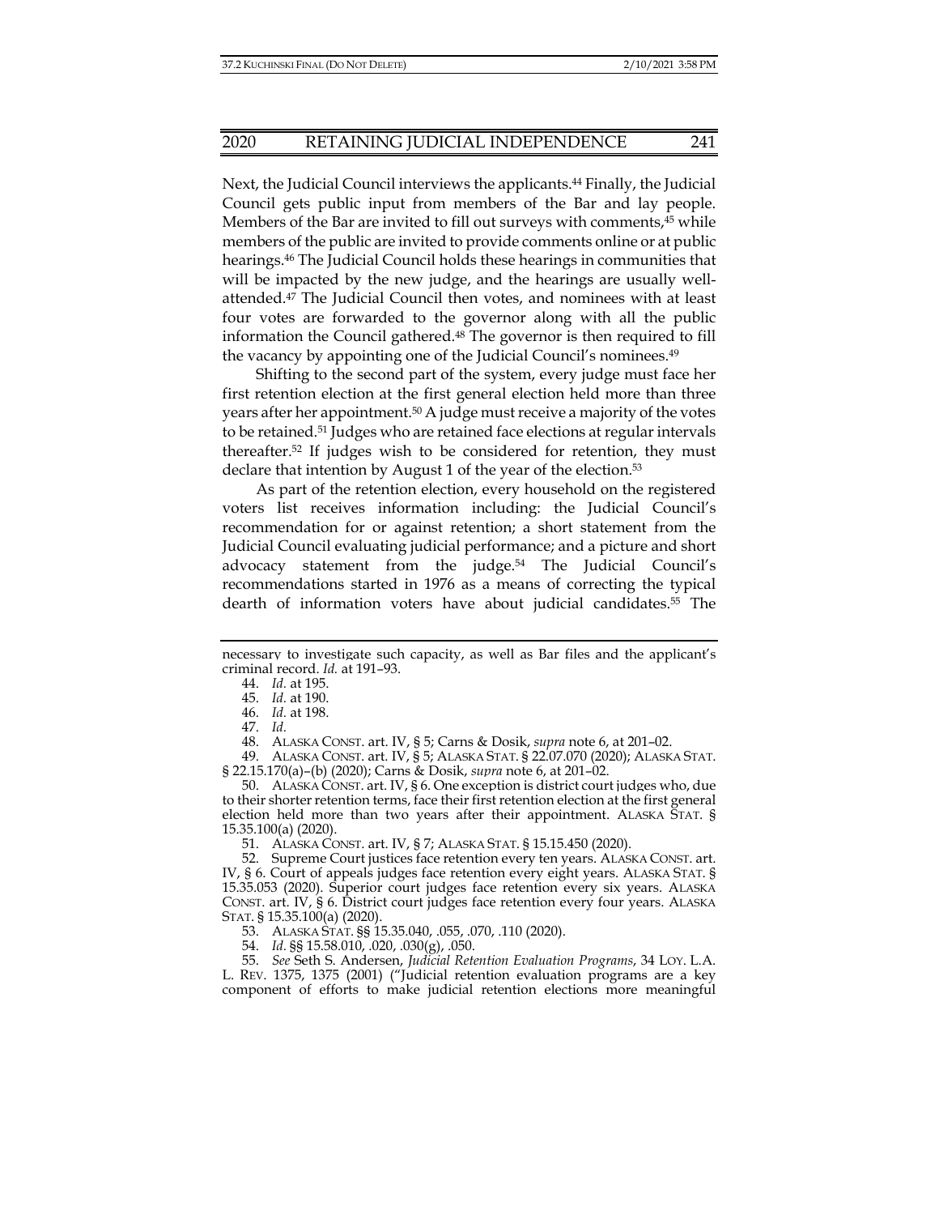Next, the Judicial Council interviews the applicants.[44] Finally, the Judicial Council gets public input from members of the Bar and lay people. Members of the Bar are invited to fill out surveys with comments,[45] while members of the public are invited to provide comments online or at public hearings.[46] The Judicial Council holds these hearings in communities that will be impacted by the new judge, and the hearings are usually well-attended.[47] The Judicial Council then votes, and nominees with at least four votes are forwarded to the governor along with all the public information the Council gathered.[48] The governor is then required to fill the vacancy by appointing one of the Judicial Council's nominees.[49]

Shifting to the second part of the system, every judge must face her first retention election at the first general election held more than three years after her appointment.[50] A judge must receive a majority of the votes to be retained.[51] Judges who are retained face elections at regular intervals thereafter.[52] If judges wish to be considered for retention, they must declare that intention by August 1 of the year of the election.[53]

As part of the retention election, every household on the registered voters list receives information including: the Judicial Council's recommendation for or against retention; a short statement from the Judicial Council evaluating judicial performance; and a picture and short advocacy statement from the judge.[54] The Judicial Council's recommendations started in 1976 as a means of correcting the typical dearth of information voters have about judicial candidates.[55] The

---

necessary to investigate such capacity, as well as Bar files and the applicant's criminal record. *Id.* at 191–93.

44. *Id.* at 195.

45. *Id.* at 190.

46. *Id.* at 198.

47. *Id.*

48. ALASKA CONST. art. IV, § 5; Carns & Dosik, *supra* note 6, at 201–02.

49. ALASKA CONST. art. IV, § 5; ALASKA STAT. § 22.07.070 (2020); ALASKA STAT. § 22.15.170(a)–(b) (2020); Carns & Dosik, *supra* note 6, at 201–02.

50. ALASKA CONST. art. IV, § 6. One exception is district court judges who, due to their shorter retention terms, face their first retention election at the first general election held more than two years after their appointment. ALASKA STAT. § 15.35.100(a) (2020).

51. ALASKA CONST. art. IV, § 7; ALASKA STAT. § 15.15.450 (2020).

52. Supreme Court justices face retention every ten years. ALASKA CONST. art. IV, § 6. Court of appeals judges face retention every eight years. ALASKA STAT. § 15.35.053 (2020). Superior court judges face retention every six years. ALASKA CONST. art. IV, § 6. District court judges face retention every four years. ALASKA STAT. § 15.35.100(a) (2020).

53. ALASKA STAT. §§ 15.35.040, .055, .070, .110 (2020).

54. *Id.* §§ 15.58.010, .020, .030(g), .050.

55. *See* Seth S. Andersen, *Judicial Retention Evaluation Programs*, 34 LOY. L.A. L. REV. 1375, 1375 (2001) ("Judicial retention evaluation programs are a key component of efforts to make judicial retention elections more meaningful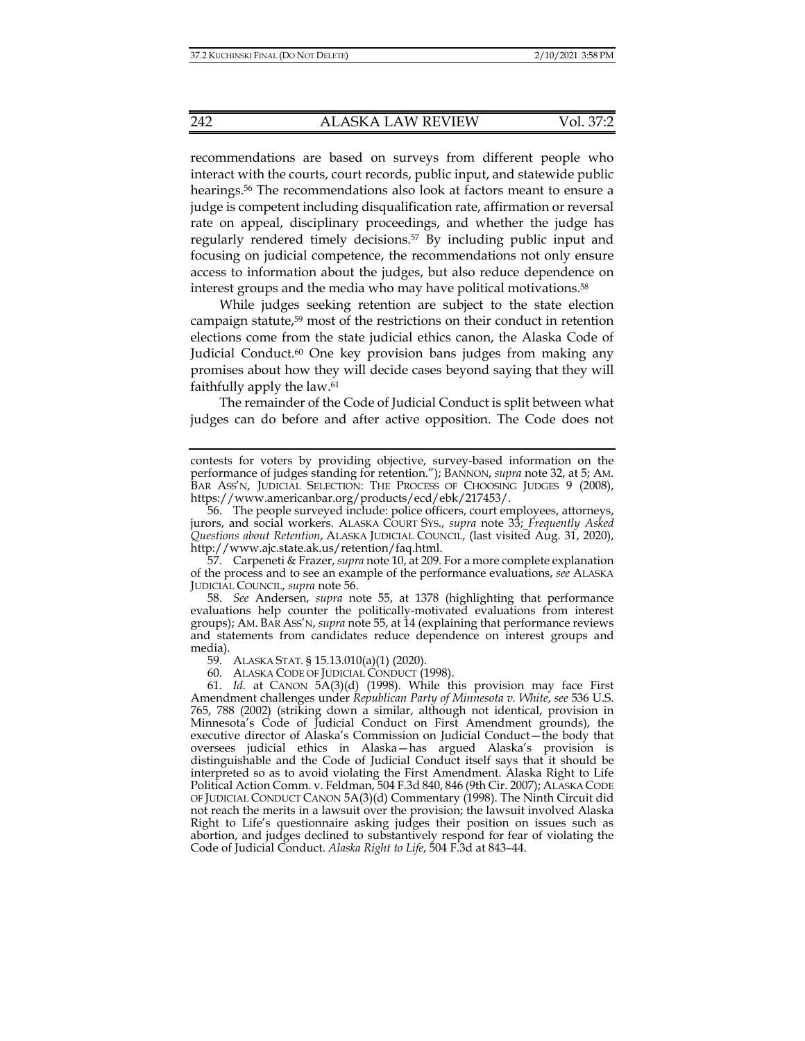recommendations are based on surveys from different people who interact with the courts, court records, public input, and statewide public hearings.[56] The recommendations also look at factors meant to ensure a judge is competent including disqualification rate, affirmation or reversal rate on appeal, disciplinary proceedings, and whether the judge has regularly rendered timely decisions.[57] By including public input and focusing on judicial competence, the recommendations not only ensure access to information about the judges, but also reduce dependence on interest groups and the media who may have political motivations.[58]

While judges seeking retention are subject to the state election campaign statute,[59] most of the restrictions on their conduct in retention elections come from the state judicial ethics canon, the Alaska Code of Judicial Conduct.[60] One key provision bans judges from making any promises about how they will decide cases beyond saying that they will faithfully apply the law.[61]

The remainder of the Code of Judicial Conduct is split between what judges can do before and after active opposition. The Code does not

---

contests for voters by providing objective, survey-based information on the performance of judges standing for retention."); BANNON, *supra* note 32, at 5; AM. BAR ASS'N, JUDICIAL SELECTION: THE PROCESS OF CHOOSING JUDGES 9 (2008), https://www.americanbar.org/products/ecd/ebk/217453/.

56. The people surveyed include: police officers, court employees, attorneys, jurors, and social workers. ALASKA COURT SYS., *supra* note 33; *Frequently Asked Questions about Retention*, ALASKA JUDICIAL COUNCIL, (last visited Aug. 31, 2020), http://www.ajc.state.ak.us/retention/faq.html.

57. Carpeneti & Frazer, *supra* note 10, at 209. For a more complete explanation of the process and to see an example of the performance evaluations, *see* ALASKA JUDICIAL COUNCIL, *supra* note 56.

58. *See* Andersen, *supra* note 55, at 1378 (highlighting that performance evaluations help counter the politically-motivated evaluations from interest groups); AM. BAR ASS'N, *supra* note 55, at 14 (explaining that performance reviews and statements from candidates reduce dependence on interest groups and media).

59. ALASKA STAT. § 15.13.010(a)(1) (2020).

60. ALASKA CODE OF JUDICIAL CONDUCT (1998).

61. *Id.* at CANON 5A(3)(d) (1998). While this provision may face First Amendment challenges under *Republican Party of Minnesota v. White*, *see* 536 U.S. 765, 788 (2002) (striking down a similar, although not identical, provision in Minnesota's Code of Judicial Conduct on First Amendment grounds), the executive director of Alaska's Commission on Judicial Conduct—the body that oversees judicial ethics in Alaska—has argued Alaska's provision is distinguishable and the Code of Judicial Conduct itself says that it should be interpreted so as to avoid violating the First Amendment. Alaska Right to Life Political Action Comm. v. Feldman, 504 F.3d 840, 846 (9th Cir. 2007); ALASKA CODE OF JUDICIAL CONDUCT CANON 5A(3)(d) Commentary (1998). The Ninth Circuit did not reach the merits in a lawsuit over the provision; the lawsuit involved Alaska Right to Life's questionnaire asking judges their position on issues such as abortion, and judges declined to substantively respond for fear of violating the Code of Judicial Conduct. *Alaska Right to Life*, 504 F.3d at 843–44.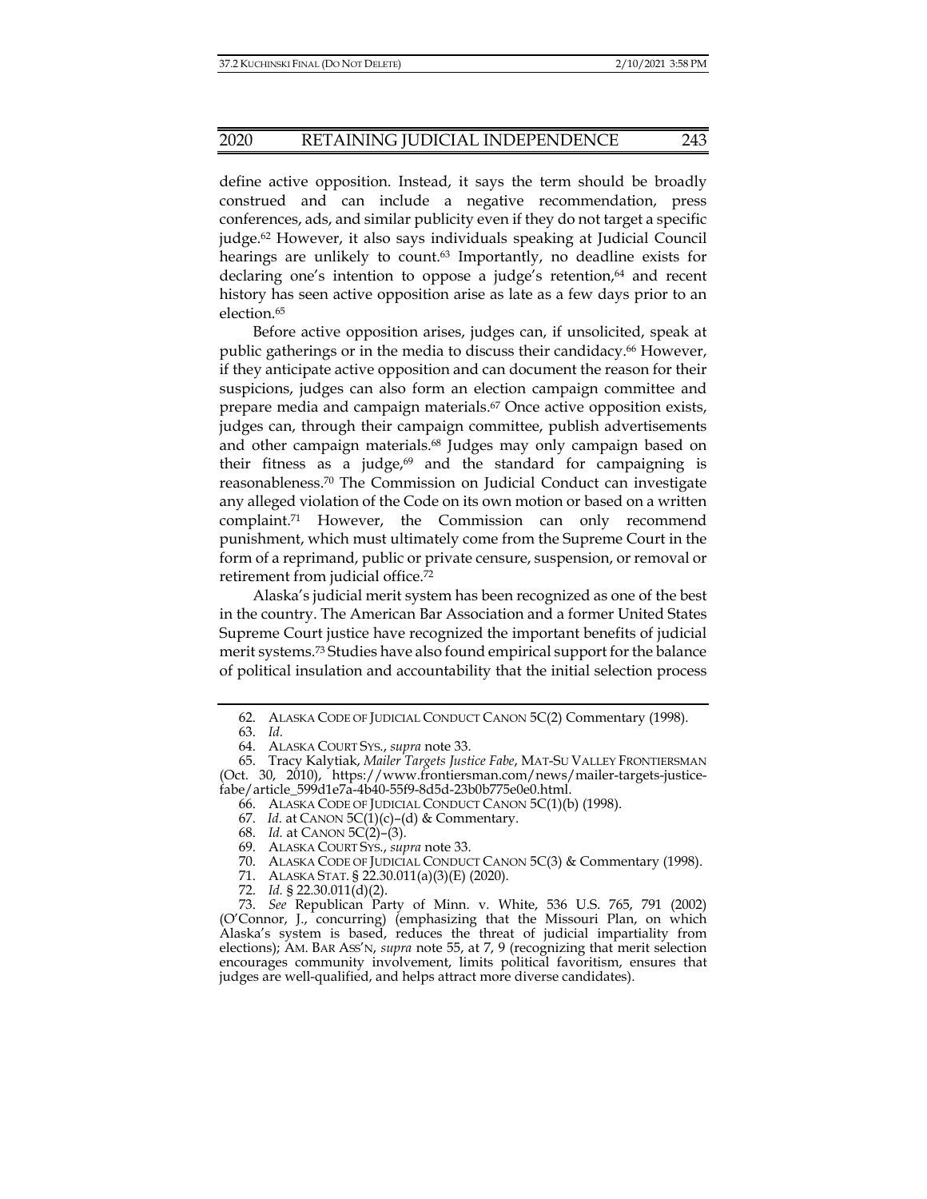define active opposition. Instead, it says the term should be broadly construed and can include a negative recommendation, press conferences, ads, and similar publicity even if they do not target a specific judge.[62] However, it also says individuals speaking at Judicial Council hearings are unlikely to count.[63] Importantly, no deadline exists for declaring one's intention to oppose a judge's retention,[64] and recent history has seen active opposition arise as late as a few days prior to an election.[65]

Before active opposition arises, judges can, if unsolicited, speak at public gatherings or in the media to discuss their candidacy.[66] However, if they anticipate active opposition and can document the reason for their suspicions, judges can also form an election campaign committee and prepare media and campaign materials.[67] Once active opposition exists, judges can, through their campaign committee, publish advertisements and other campaign materials.[68] Judges may only campaign based on their fitness as a judge,[69] and the standard for campaigning is reasonableness.[70] The Commission on Judicial Conduct can investigate any alleged violation of the Code on its own motion or based on a written complaint.[71] However, the Commission can only recommend punishment, which must ultimately come from the Supreme Court in the form of a reprimand, public or private censure, suspension, or removal or retirement from judicial office.[72]

Alaska's judicial merit system has been recognized as one of the best in the country. The American Bar Association and a former United States Supreme Court justice have recognized the important benefits of judicial merit systems.[73] Studies have also found empirical support for the balance of political insulation and accountability that the initial selection process

---

62. ALASKA CODE OF JUDICIAL CONDUCT CANON 5C(2) Commentary (1998).

63. *Id.*

64. ALASKA COURT SYS., *supra* note 33.

65. Tracy Kalytiak, *Mailer Targets Justice Fabe*, MAT-SU VALLEY FRONTIERSMAN (Oct. 30, 2010), https://www.frontiersman.com/news/mailer-targets-justice-fabe/article_599d1e7a-4b40-55f9-8d5d-23b0b775e0e0.html.

66. ALASKA CODE OF JUDICIAL CONDUCT CANON 5C(1)(b) (1998).

67. *Id.* at CANON 5C(1)(c)–(d) & Commentary.

68. *Id.* at CANON 5C(2)–(3).

69. ALASKA COURT SYS., *supra* note 33.

70. ALASKA CODE OF JUDICIAL CONDUCT CANON 5C(3) & Commentary (1998).

71. ALASKA STAT. § 22.30.011(a)(3)(E) (2020).

72. *Id.* § 22.30.011(d)(2).

73. *See* Republican Party of Minn. v. White, 536 U.S. 765, 791 (2002) (O'Connor, J., concurring) (emphasizing that the Missouri Plan, on which Alaska's system is based, reduces the threat of judicial impartiality from elections); AM. BAR ASS'N, *supra* note 55, at 7, 9 (recognizing that merit selection encourages community involvement, limits political favoritism, ensures that judges are well-qualified, and helps attract more diverse candidates).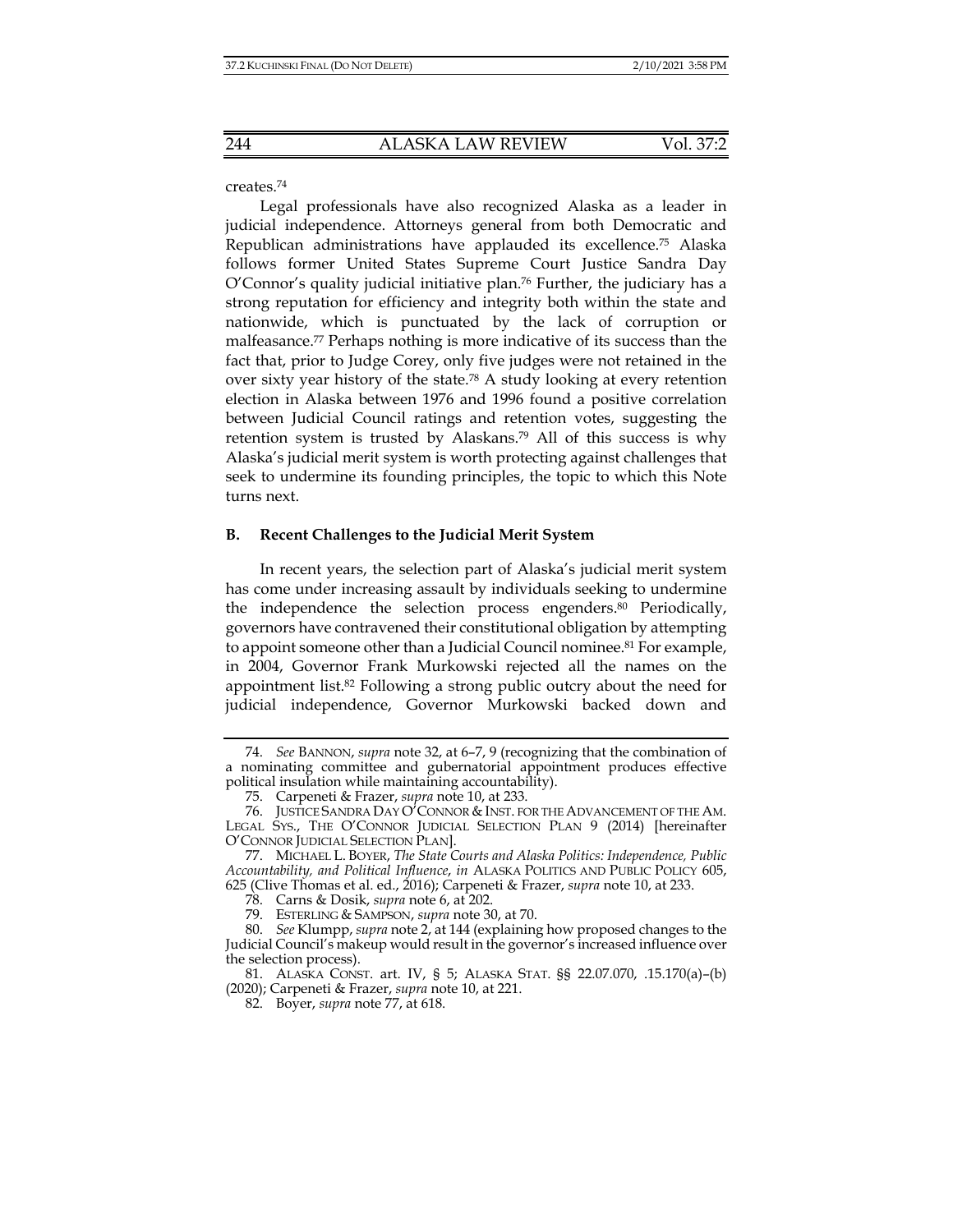creates.[74]

Legal professionals have also recognized Alaska as a leader in judicial independence. Attorneys general from both Democratic and Republican administrations have applauded its excellence.[75] Alaska follows former United States Supreme Court Justice Sandra Day O'Connor's quality judicial initiative plan.[76] Further, the judiciary has a strong reputation for efficiency and integrity both within the state and nationwide, which is punctuated by the lack of corruption or malfeasance.[77] Perhaps nothing is more indicative of its success than the fact that, prior to Judge Corey, only five judges were not retained in the over sixty year history of the state.[78] A study looking at every retention election in Alaska between 1976 and 1996 found a positive correlation between Judicial Council ratings and retention votes, suggesting the retention system is trusted by Alaskans.[79] All of this success is why Alaska's judicial merit system is worth protecting against challenges that seek to undermine its founding principles, the topic to which this Note turns next.

### B. Recent Challenges to the Judicial Merit System

In recent years, the selection part of Alaska's judicial merit system has come under increasing assault by individuals seeking to undermine the independence the selection process engenders.[80] Periodically, governors have contravened their constitutional obligation by attempting to appoint someone other than a Judicial Council nominee.[81] For example, in 2004, Governor Frank Murkowski rejected all the names on the appointment list.[82] Following a strong public outcry about the need for judicial independence, Governor Murkowski backed down and

---

74. *See* BANNON, *supra* note 32, at 6–7, 9 (recognizing that the combination of a nominating committee and gubernatorial appointment produces effective political insulation while maintaining accountability).

75. Carpeneti & Frazer, *supra* note 10, at 233.

76. JUSTICE SANDRA DAY O'CONNOR & INST. FOR THE ADVANCEMENT OF THE AM. LEGAL SYS., THE O'CONNOR JUDICIAL SELECTION PLAN 9 (2014) [hereinafter O'CONNOR JUDICIAL SELECTION PLAN].

77. MICHAEL L. BOYER, *The State Courts and Alaska Politics: Independence, Public Accountability, and Political Influence*, *in* ALASKA POLITICS AND PUBLIC POLICY 605, 625 (Clive Thomas et al. ed., 2016); Carpeneti & Frazer, *supra* note 10, at 233.

78. Carns & Dosik, *supra* note 6, at 202.

79. ESTERLING & SAMPSON, *supra* note 30, at 70.

80. *See* Klumpp, *supra* note 2, at 144 (explaining how proposed changes to the Judicial Council's makeup would result in the governor's increased influence over the selection process).

81. ALASKA CONST. art. IV, § 5; ALASKA STAT. §§ 22.07.070, .15.170(a)–(b) (2020); Carpeneti & Frazer, *supra* note 10, at 221.

82. Boyer, *supra* note 77, at 618.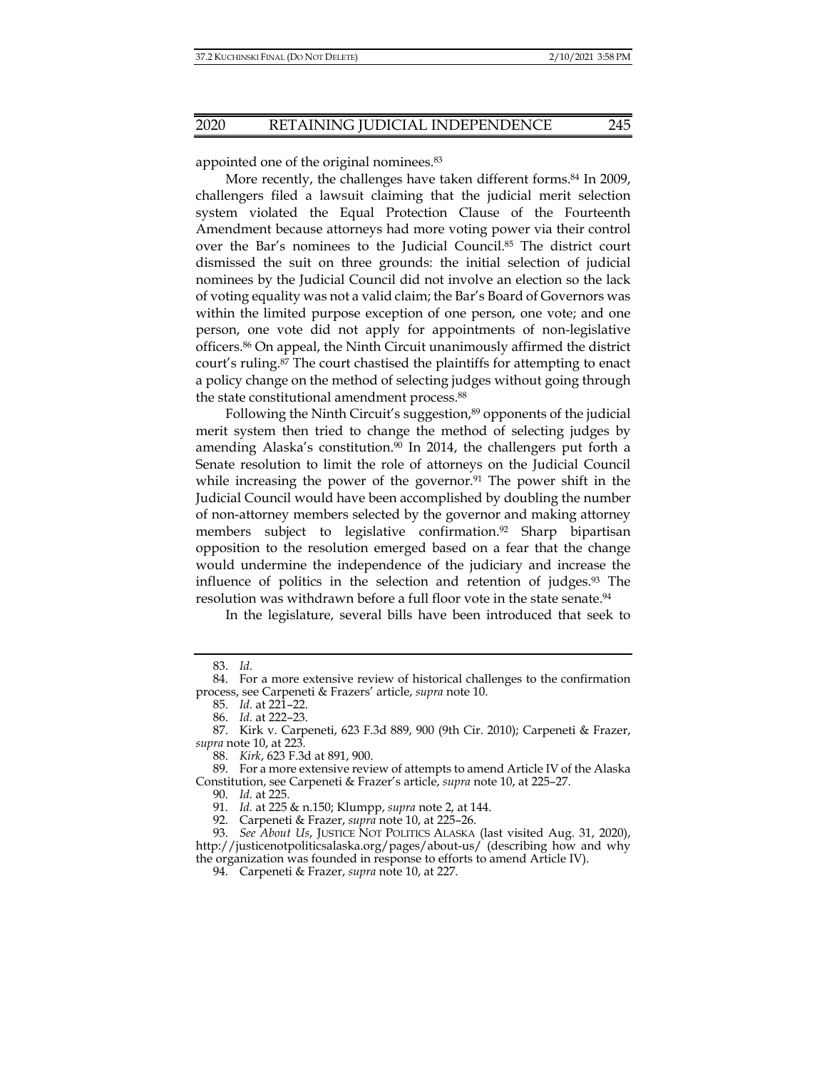appointed one of the original nominees.[83]

More recently, the challenges have taken different forms.[84] In 2009, challengers filed a lawsuit claiming that the judicial merit selection system violated the Equal Protection Clause of the Fourteenth Amendment because attorneys had more voting power via their control over the Bar's nominees to the Judicial Council.[85] The district court dismissed the suit on three grounds: the initial selection of judicial nominees by the Judicial Council did not involve an election so the lack of voting equality was not a valid claim; the Bar's Board of Governors was within the limited purpose exception of one person, one vote; and one person, one vote did not apply for appointments of non-legislative officers.[86] On appeal, the Ninth Circuit unanimously affirmed the district court's ruling.[87] The court chastised the plaintiffs for attempting to enact a policy change on the method of selecting judges without going through the state constitutional amendment process.[88]

Following the Ninth Circuit's suggestion,[89] opponents of the judicial merit system then tried to change the method of selecting judges by amending Alaska's constitution.[90] In 2014, the challengers put forth a Senate resolution to limit the role of attorneys on the Judicial Council while increasing the power of the governor.[91] The power shift in the Judicial Council would have been accomplished by doubling the number of non-attorney members selected by the governor and making attorney members subject to legislative confirmation.[92] Sharp bipartisan opposition to the resolution emerged based on a fear that the change would undermine the independence of the judiciary and increase the influence of politics in the selection and retention of judges.[93] The resolution was withdrawn before a full floor vote in the state senate.[94]

In the legislature, several bills have been introduced that seek to

---

83. *Id.*

84. For a more extensive review of historical challenges to the confirmation process, see Carpeneti & Frazers' article, *supra* note 10.

85. *Id.* at 221–22.

86. *Id.* at 222–23.

87. Kirk v. Carpeneti, 623 F.3d 889, 900 (9th Cir. 2010); Carpeneti & Frazer, *supra* note 10, at 223.

88. *Kirk*, 623 F.3d at 891, 900.

89. For a more extensive review of attempts to amend Article IV of the Alaska Constitution, see Carpeneti & Frazer's article, *supra* note 10, at 225–27.

90. *Id.* at 225.

91. *Id.* at 225 & n.150; Klumpp, *supra* note 2, at 144.

92. Carpeneti & Frazer, *supra* note 10, at 225–26.

93. *See About Us*, JUSTICE NOT POLITICS ALASKA (last visited Aug. 31, 2020), http://justicenotpoliticsalaska.org/pages/about-us/ (describing how and why the organization was founded in response to efforts to amend Article IV).

94. Carpeneti & Frazer, *supra* note 10, at 227.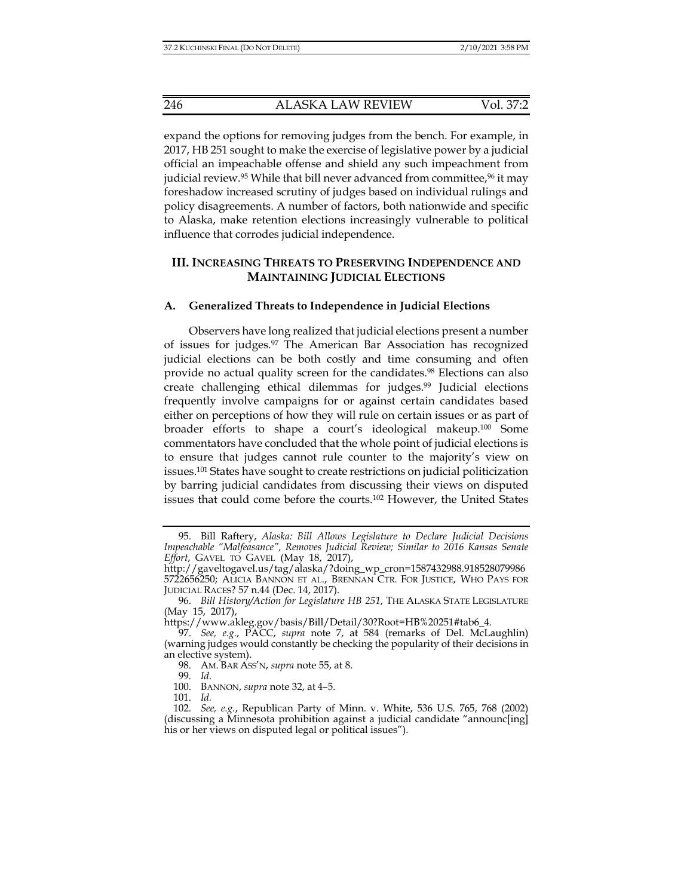expand the options for removing judges from the bench. For example, in 2017, HB 251 sought to make the exercise of legislative power by a judicial official an impeachable offense and shield any such impeachment from judicial review.[95] While that bill never advanced from committee,[96] it may foreshadow increased scrutiny of judges based on individual rulings and policy disagreements. A number of factors, both nationwide and specific to Alaska, make retention elections increasingly vulnerable to political influence that corrodes judicial independence.

## III. INCREASING THREATS TO PRESERVING INDEPENDENCE AND MAINTAINING JUDICIAL ELECTIONS

### A. Generalized Threats to Independence in Judicial Elections

Observers have long realized that judicial elections present a number of issues for judges.[97] The American Bar Association has recognized judicial elections can be both costly and time consuming and often provide no actual quality screen for the candidates.[98] Elections can also create challenging ethical dilemmas for judges.[99] Judicial elections frequently involve campaigns for or against certain candidates based either on perceptions of how they will rule on certain issues or as part of broader efforts to shape a court's ideological makeup.[100] Some commentators have concluded that the whole point of judicial elections is to ensure that judges cannot rule counter to the majority's view on issues.[101] States have sought to create restrictions on judicial politicization by barring judicial candidates from discussing their views on disputed issues that could come before the courts.[102] However, the United States

---

95. Bill Raftery, *Alaska: Bill Allows Legislature to Declare Judicial Decisions Impeachable "Malfeasance", Removes Judicial Review; Similar to 2016 Kansas Senate Effort*, GAVEL TO GAVEL (May 18, 2017), http://gaveltogavel.us/tag/alaska/?doing_wp_cron=1587432988.9185280799865722656250; ALICIA BANNON ET AL., BRENNAN CTR. FOR JUSTICE, WHO PAYS FOR JUDICIAL RACES? 57 n.44 (Dec. 14, 2017).

96. *Bill History/Action for Legislature HB 251*, THE ALASKA STATE LEGISLATURE (May 15, 2017), https://www.akleg.gov/basis/Bill/Detail/30?Root=HB%20251#tab6_4.

97. *See, e.g.*, PACC, *supra* note 7, at 584 (remarks of Del. McLaughlin) (warning judges would constantly be checking the popularity of their decisions in an elective system).

98. AM. BAR ASS'N, *supra* note 55, at 8.

99. *Id.*

100. BANNON, *supra* note 32, at 4–5.

101. *Id.*

102. *See, e.g.*, Republican Party of Minn. v. White, 536 U.S. 765, 768 (2002) (discussing a Minnesota prohibition against a judicial candidate "announc[ing] his or her views on disputed legal or political issues").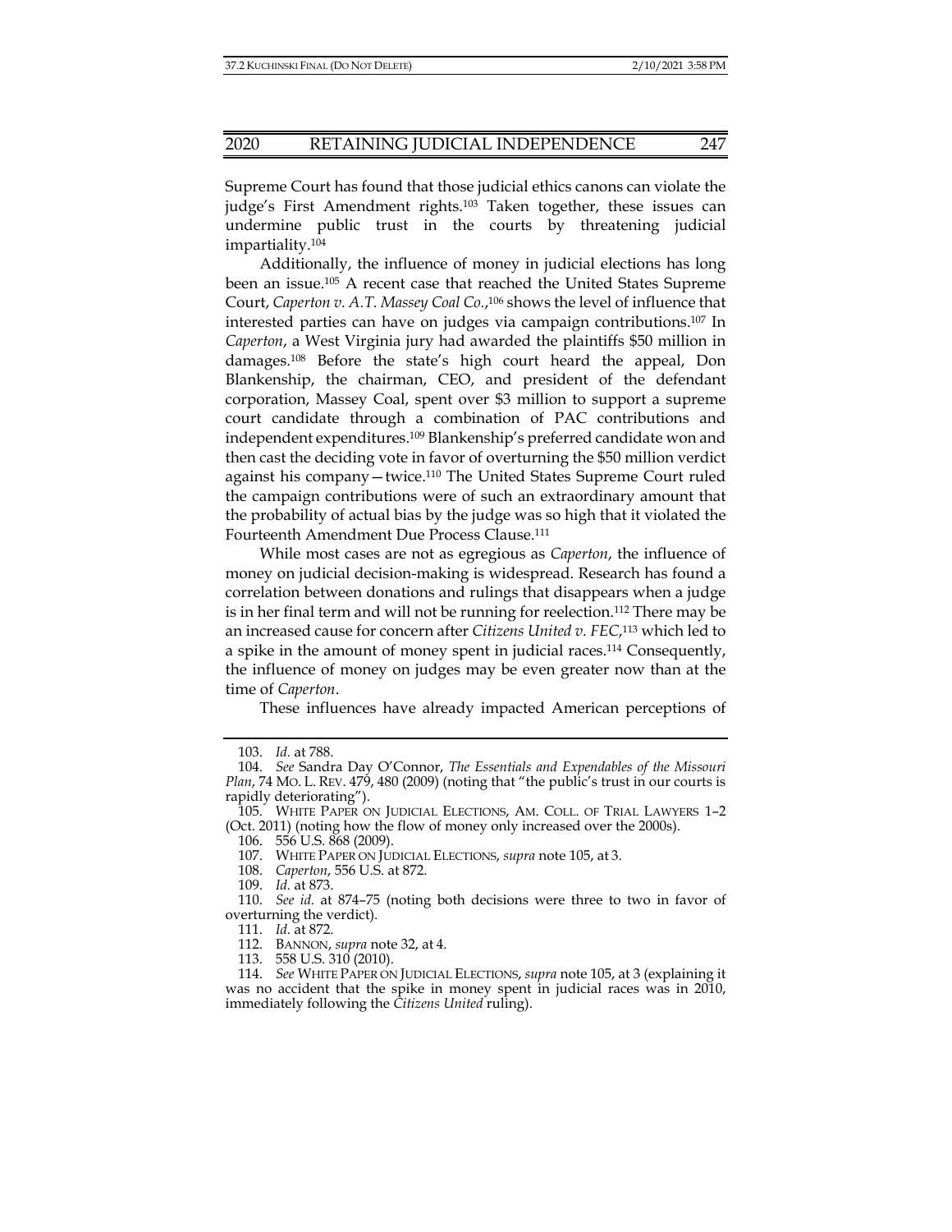Supreme Court has found that those judicial ethics canons can violate the judge's First Amendment rights.[103] Taken together, these issues can undermine public trust in the courts by threatening judicial impartiality.[104]

Additionally, the influence of money in judicial elections has long been an issue.[105] A recent case that reached the United States Supreme Court, *Caperton v. A.T. Massey Coal Co.*,[106] shows the level of influence that interested parties can have on judges via campaign contributions.[107] In *Caperton*, a West Virginia jury had awarded the plaintiffs $50 million in damages.[108] Before the state's high court heard the appeal, Don Blankenship, the chairman, CEO, and president of the defendant corporation, Massey Coal, spent over $3 million to support a supreme court candidate through a combination of PAC contributions and independent expenditures.[109] Blankenship's preferred candidate won and then cast the deciding vote in favor of overturning the $50 million verdict against his company—twice.[110] The United States Supreme Court ruled the campaign contributions were of such an extraordinary amount that the probability of actual bias by the judge was so high that it violated the Fourteenth Amendment Due Process Clause.[111]

While most cases are not as egregious as *Caperton*, the influence of money on judicial decision-making is widespread. Research has found a correlation between donations and rulings that disappears when a judge is in her final term and will not be running for reelection.[112] There may be an increased cause for concern after *Citizens United v. FEC*,[113] which led to a spike in the amount of money spent in judicial races.[114] Consequently, the influence of money on judges may be even greater now than at the time of *Caperton*.

These influences have already impacted American perceptions of

---

103. *Id.* at 788.

104. *See* Sandra Day O'Connor, *The Essentials and Expendables of the Missouri Plan*, 74 MO. L. REV. 479, 480 (2009) (noting that "the public's trust in our courts is rapidly deteriorating").

105. WHITE PAPER ON JUDICIAL ELECTIONS, AM. COLL. OF TRIAL LAWYERS 1–2 (Oct. 2011) (noting how the flow of money only increased over the 2000s).

106. 556 U.S. 868 (2009).

107. WHITE PAPER ON JUDICIAL ELECTIONS, *supra* note 105, at 3.

108. *Caperton*, 556 U.S. at 872.

109. *Id.* at 873.

110. *See id.* at 874–75 (noting both decisions were three to two in favor of overturning the verdict).

111. *Id.* at 872.

112. BANNON, *supra* note 32, at 4.

113. 558 U.S. 310 (2010).

114. *See* WHITE PAPER ON JUDICIAL ELECTIONS, *supra* note 105, at 3 (explaining it was no accident that the spike in money spent in judicial races was in 2010, immediately following the *Citizens United* ruling).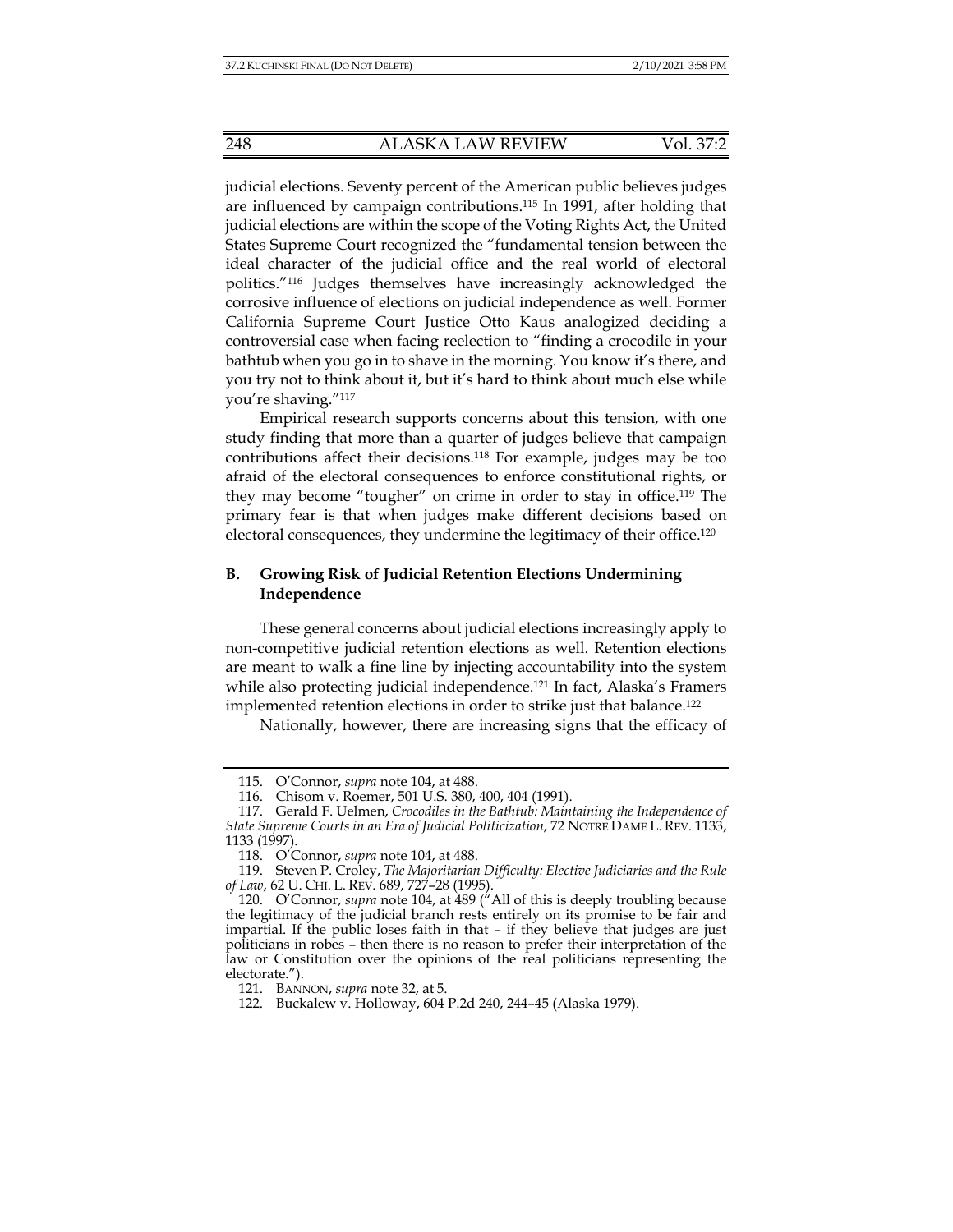judicial elections. Seventy percent of the American public believes judges are influenced by campaign contributions.[115] In 1991, after holding that judicial elections are within the scope of the Voting Rights Act, the United States Supreme Court recognized the "fundamental tension between the ideal character of the judicial office and the real world of electoral politics."[116] Judges themselves have increasingly acknowledged the corrosive influence of elections on judicial independence as well. Former California Supreme Court Justice Otto Kaus analogized deciding a controversial case when facing reelection to "finding a crocodile in your bathtub when you go in to shave in the morning. You know it's there, and you try not to think about it, but it's hard to think about much else while you're shaving."[117]

Empirical research supports concerns about this tension, with one study finding that more than a quarter of judges believe that campaign contributions affect their decisions.[118] For example, judges may be too afraid of the electoral consequences to enforce constitutional rights, or they may become "tougher" on crime in order to stay in office.[119] The primary fear is that when judges make different decisions based on electoral consequences, they undermine the legitimacy of their office.[120]

## B. Growing Risk of Judicial Retention Elections Undermining Independence

These general concerns about judicial elections increasingly apply to non-competitive judicial retention elections as well. Retention elections are meant to walk a fine line by injecting accountability into the system while also protecting judicial independence.[121] In fact, Alaska's Framers implemented retention elections in order to strike just that balance.[122]

Nationally, however, there are increasing signs that the efficacy of

---

115. O'Connor, *supra* note 104, at 488.

116. Chisom v. Roemer, 501 U.S. 380, 400, 404 (1991).

117. Gerald F. Uelmen, *Crocodiles in the Bathtub: Maintaining the Independence of State Supreme Courts in an Era of Judicial Politicization*, 72 NOTRE DAME L. REV. 1133, 1133 (1997).

118. O'Connor, *supra* note 104, at 488.

119. Steven P. Croley, *The Majoritarian Difficulty: Elective Judiciaries and the Rule of Law*, 62 U. CHI. L. REV. 689, 727–28 (1995).

120. O'Connor, *supra* note 104, at 489 ("All of this is deeply troubling because the legitimacy of the judicial branch rests entirely on its promise to be fair and impartial. If the public loses faith in that – if they believe that judges are just politicians in robes – then there is no reason to prefer their interpretation of the law or Constitution over the opinions of the real politicians representing the electorate.").

121. BANNON, *supra* note 32, at 5.

122. Buckalew v. Holloway, 604 P.2d 240, 244–45 (Alaska 1979).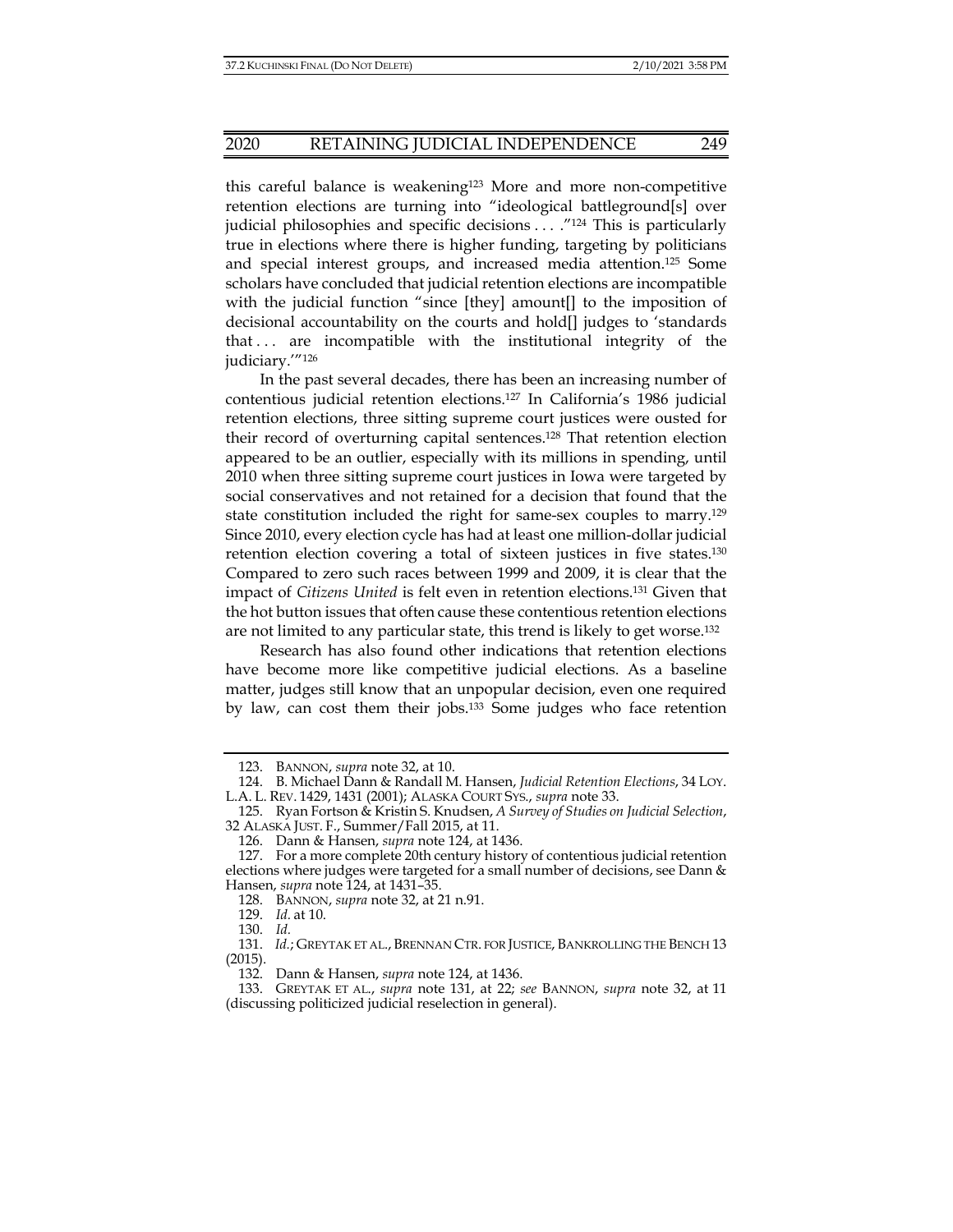this careful balance is weakening[123] More and more non-competitive retention elections are turning into "ideological battleground[s] over judicial philosophies and specific decisions . . . ."[124] This is particularly true in elections where there is higher funding, targeting by politicians and special interest groups, and increased media attention.[125] Some scholars have concluded that judicial retention elections are incompatible with the judicial function "since [they] amount[] to the imposition of decisional accountability on the courts and hold[] judges to 'standards that . . . are incompatible with the institutional integrity of the judiciary.'"[126]

In the past several decades, there has been an increasing number of contentious judicial retention elections.[127] In California's 1986 judicial retention elections, three sitting supreme court justices were ousted for their record of overturning capital sentences.[128] That retention election appeared to be an outlier, especially with its millions in spending, until 2010 when three sitting supreme court justices in Iowa were targeted by social conservatives and not retained for a decision that found that the state constitution included the right for same-sex couples to marry.[129] Since 2010, every election cycle has had at least one million-dollar judicial retention election covering a total of sixteen justices in five states.[130] Compared to zero such races between 1999 and 2009, it is clear that the impact of *Citizens United* is felt even in retention elections.[131] Given that the hot button issues that often cause these contentious retention elections are not limited to any particular state, this trend is likely to get worse.[132]

Research has also found other indications that retention elections have become more like competitive judicial elections. As a baseline matter, judges still know that an unpopular decision, even one required by law, can cost them their jobs.[133] Some judges who face retention

---

123. BANNON, *supra* note 32, at 10.

124. B. Michael Dann & Randall M. Hansen, *Judicial Retention Elections*, 34 LOY. L.A. L. REV. 1429, 1431 (2001); ALASKA COURT SYS., *supra* note 33.

125. Ryan Fortson & Kristin S. Knudsen, *A Survey of Studies on Judicial Selection*, 32 ALASKA JUST. F., Summer/Fall 2015, at 11.

126. Dann & Hansen, *supra* note 124, at 1436.

127. For a more complete 20th century history of contentious judicial retention elections where judges were targeted for a small number of decisions, see Dann & Hansen, *supra* note 124, at 1431–35.

128. BANNON, *supra* note 32, at 21 n.91.

129. *Id.* at 10.

130. *Id.*

131. *Id.*; GREYTAK ET AL., BRENNAN CTR. FOR JUSTICE, BANKROLLING THE BENCH 13 (2015).

132. Dann & Hansen, *supra* note 124, at 1436.

133. GREYTAK ET AL., *supra* note 131, at 22; *see* BANNON, *supra* note 32, at 11 (discussing politicized judicial reselection in general).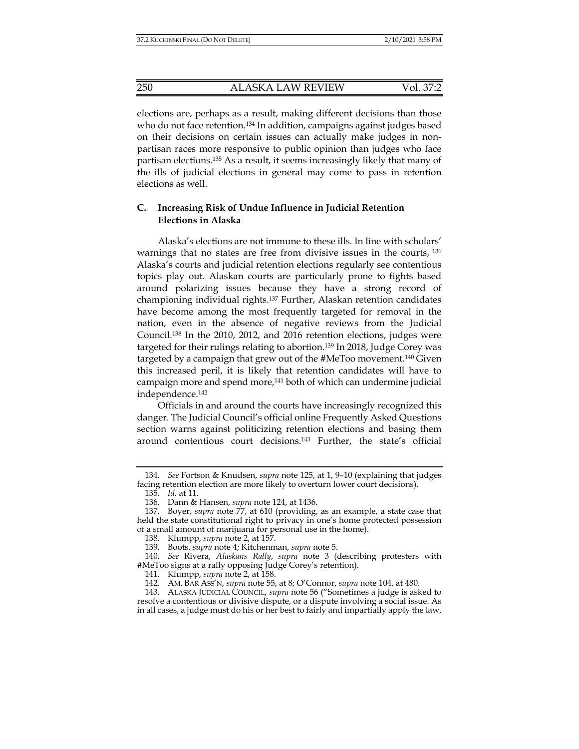elections are, perhaps as a result, making different decisions than those who do not face retention.[134] In addition, campaigns against judges based on their decisions on certain issues can actually make judges in non-partisan races more responsive to public opinion than judges who face partisan elections.[135] As a result, it seems increasingly likely that many of the ills of judicial elections in general may come to pass in retention elections as well.

### C. Increasing Risk of Undue Influence in Judicial Retention Elections in Alaska

Alaska's elections are not immune to these ills. In line with scholars' warnings that no states are free from divisive issues in the courts, [136] Alaska's courts and judicial retention elections regularly see contentious topics play out. Alaskan courts are particularly prone to fights based around polarizing issues because they have a strong record of championing individual rights.[137] Further, Alaskan retention candidates have become among the most frequently targeted for removal in the nation, even in the absence of negative reviews from the Judicial Council.[138] In the 2010, 2012, and 2016 retention elections, judges were targeted for their rulings relating to abortion.[139] In 2018, Judge Corey was targeted by a campaign that grew out of the #MeToo movement.[140] Given this increased peril, it is likely that retention candidates will have to campaign more and spend more,[141] both of which can undermine judicial independence.[142]

Officials in and around the courts have increasingly recognized this danger. The Judicial Council's official online Frequently Asked Questions section warns against politicizing retention elections and basing them around contentious court decisions.[143] Further, the state's official

---

134. *See* Fortson & Knudsen, *supra* note 125, at 1, 9–10 (explaining that judges facing retention election are more likely to overturn lower court decisions).

135. *Id.* at 11.

136. Dann & Hansen, *supra* note 124, at 1436.

137. Boyer, *supra* note 77, at 610 (providing, as an example, a state case that held the state constitutional right to privacy in one's home protected possession of a small amount of marijuana for personal use in the home).

138. Klumpp, *supra* note 2, at 157.

139. Boots, *supra* note 4; Kitchenman, *supra* note 5.

140. *See* Rivera, *Alaskans Rally*, *supra* note 3 (describing protesters with #MeToo signs at a rally opposing Judge Corey's retention).

141. Klumpp, *supra* note 2, at 158.

142. AM. BAR ASS'N, *supra* note 55, at 8; O'Connor, *supra* note 104, at 480.

143. ALASKA JUDICIAL COUNCIL, *supra* note 56 ("Sometimes a judge is asked to resolve a contentious or divisive dispute, or a dispute involving a social issue. As in all cases, a judge must do his or her best to fairly and impartially apply the law,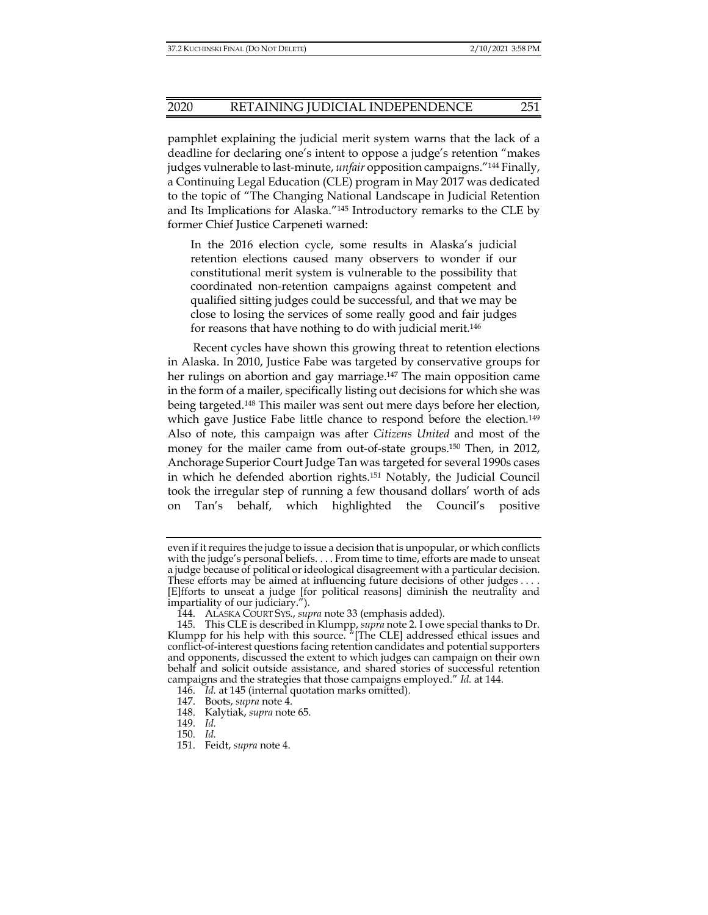pamphlet explaining the judicial merit system warns that the lack of a deadline for declaring one's intent to oppose a judge's retention "makes judges vulnerable to last-minute, *unfair* opposition campaigns."[144] Finally, a Continuing Legal Education (CLE) program in May 2017 was dedicated to the topic of "The Changing National Landscape in Judicial Retention and Its Implications for Alaska."[145] Introductory remarks to the CLE by former Chief Justice Carpeneti warned:

> In the 2016 election cycle, some results in Alaska's judicial retention elections caused many observers to wonder if our constitutional merit system is vulnerable to the possibility that coordinated non-retention campaigns against competent and qualified sitting judges could be successful, and that we may be close to losing the services of some really good and fair judges for reasons that have nothing to do with judicial merit.[146]

Recent cycles have shown this growing threat to retention elections in Alaska. In 2010, Justice Fabe was targeted by conservative groups for her rulings on abortion and gay marriage.[147] The main opposition came in the form of a mailer, specifically listing out decisions for which she was being targeted.[148] This mailer was sent out mere days before her election, which gave Justice Fabe little chance to respond before the election.[149] Also of note, this campaign was after *Citizens United* and most of the money for the mailer came from out-of-state groups.[150] Then, in 2012, Anchorage Superior Court Judge Tan was targeted for several 1990s cases in which he defended abortion rights.[151] Notably, the Judicial Council took the irregular step of running a few thousand dollars' worth of ads on Tan's behalf, which highlighted the Council's positive

---

even if it requires the judge to issue a decision that is unpopular, or which conflicts with the judge's personal beliefs. . . . From time to time, efforts are made to unseat a judge because of political or ideological disagreement with a particular decision. These efforts may be aimed at influencing future decisions of other judges . . . . [E]fforts to unseat a judge [for political reasons] diminish the neutrality and impartiality of our judiciary.").

144. ALASKA COURT SYS., *supra* note 33 (emphasis added).

145. This CLE is described in Klumpp, *supra* note 2. I owe special thanks to Dr. Klumpp for his help with this source. "[The CLE] addressed ethical issues and conflict-of-interest questions facing retention candidates and potential supporters and opponents, discussed the extent to which judges can campaign on their own behalf and solicit outside assistance, and shared stories of successful retention campaigns and the strategies that those campaigns employed." *Id.* at 144.

146. *Id.* at 145 (internal quotation marks omitted).

147. Boots, *supra* note 4.

148. Kalytiak, *supra* note 65.

149. *Id.*

150. *Id.*

151. Feidt, *supra* note 4.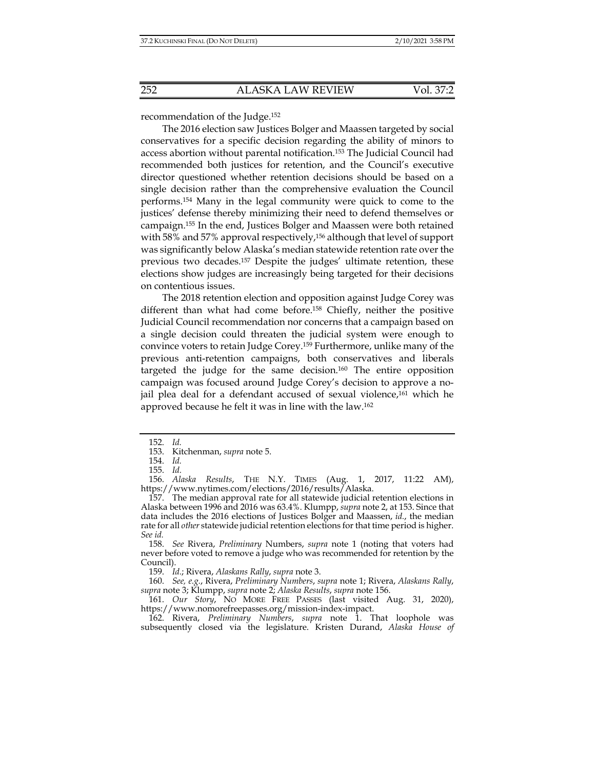recommendation of the Judge.[152]

The 2016 election saw Justices Bolger and Maassen targeted by social conservatives for a specific decision regarding the ability of minors to access abortion without parental notification.[153] The Judicial Council had recommended both justices for retention, and the Council's executive director questioned whether retention decisions should be based on a single decision rather than the comprehensive evaluation the Council performs.[154] Many in the legal community were quick to come to the justices' defense thereby minimizing their need to defend themselves or campaign.[155] In the end, Justices Bolger and Maassen were both retained with 58% and 57% approval respectively,[156] although that level of support was significantly below Alaska's median statewide retention rate over the previous two decades.[157] Despite the judges' ultimate retention, these elections show judges are increasingly being targeted for their decisions on contentious issues.

The 2018 retention election and opposition against Judge Corey was different than what had come before.[158] Chiefly, neither the positive Judicial Council recommendation nor concerns that a campaign based on a single decision could threaten the judicial system were enough to convince voters to retain Judge Corey.[159] Furthermore, unlike many of the previous anti-retention campaigns, both conservatives and liberals targeted the judge for the same decision.[160] The entire opposition campaign was focused around Judge Corey's decision to approve a no-jail plea deal for a defendant accused of sexual violence,[161] which he approved because he felt it was in line with the law.[162]

---

152. *Id.*

153. Kitchenman, *supra* note 5.

154. *Id.*

155. *Id.*

156. *Alaska Results*, THE N.Y. TIMES (Aug. 1, 2017, 11:22 AM), https://www.nytimes.com/elections/2016/results/Alaska.

157. The median approval rate for all statewide judicial retention elections in Alaska between 1996 and 2016 was 63.4%. Klumpp, *supra* note 2, at 153. Since that data includes the 2016 elections of Justices Bolger and Maassen, *id.*, the median rate for all *other* statewide judicial retention elections for that time period is higher. *See id.*

158. *See* Rivera, *Preliminary* Numbers, *supra* note 1 (noting that voters had never before voted to remove a judge who was recommended for retention by the Council).

159. *Id.*; Rivera, *Alaskans Rally*, *supra* note 3.

160. *See, e.g.*, Rivera, *Preliminary Numbers*, *supra* note 1; Rivera, *Alaskans Rally*, *supra* note 3; Klumpp, *supra* note 2; *Alaska Results*, *supra* note 156.

161. *Our Story*, NO MORE FREE PASSES (last visited Aug. 31, 2020), https://www.nomorefreepasses.org/mission-index-impact.

162. Rivera, *Preliminary Numbers*, *supra* note 1. That loophole was subsequently closed via the legislature. Kristen Durand, *Alaska House of*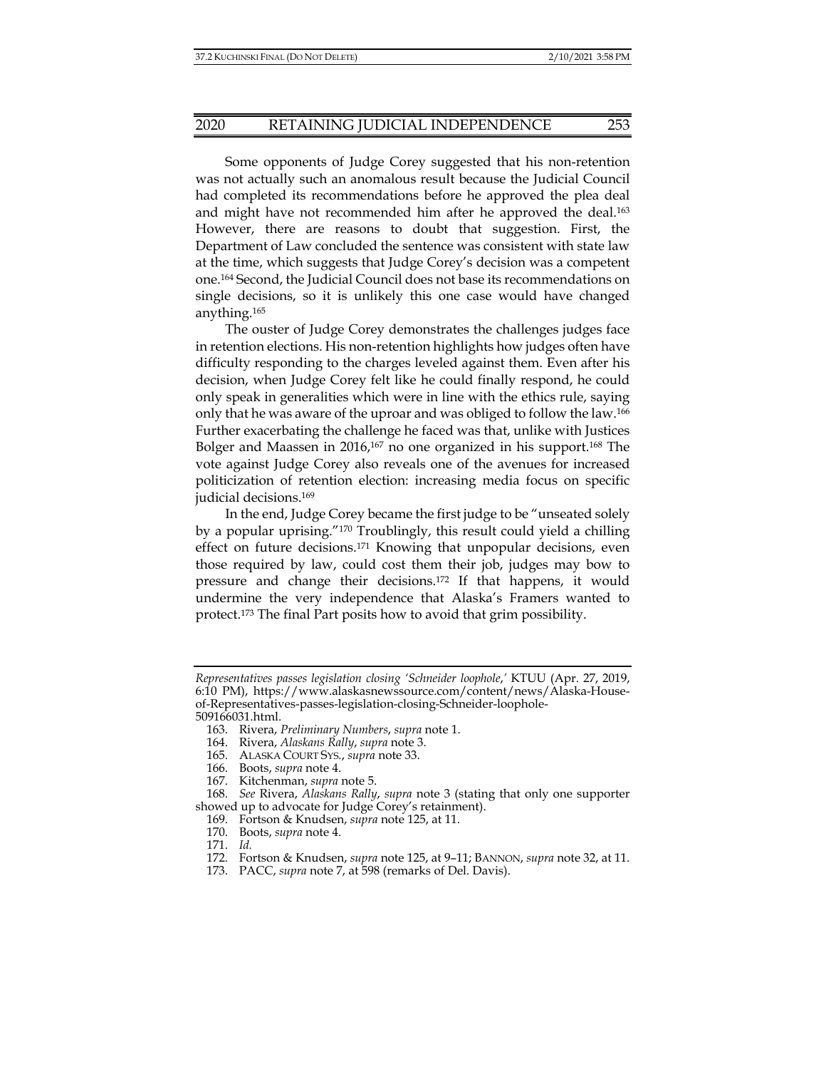Some opponents of Judge Corey suggested that his non-retention was not actually such an anomalous result because the Judicial Council had completed its recommendations before he approved the plea deal and might have not recommended him after he approved the deal.[163] However, there are reasons to doubt that suggestion. First, the Department of Law concluded the sentence was consistent with state law at the time, which suggests that Judge Corey's decision was a competent one.[164] Second, the Judicial Council does not base its recommendations on single decisions, so it is unlikely this one case would have changed anything.[165]

The ouster of Judge Corey demonstrates the challenges judges face in retention elections. His non-retention highlights how judges often have difficulty responding to the charges leveled against them. Even after his decision, when Judge Corey felt like he could finally respond, he could only speak in generalities which were in line with the ethics rule, saying only that he was aware of the uproar and was obliged to follow the law.[166] Further exacerbating the challenge he faced was that, unlike with Justices Bolger and Maassen in 2016,[167] no one organized in his support.[168] The vote against Judge Corey also reveals one of the avenues for increased politicization of retention election: increasing media focus on specific judicial decisions.[169]

In the end, Judge Corey became the first judge to be "unseated solely by a popular uprising."[170] Troublingly, this result could yield a chilling effect on future decisions.[171] Knowing that unpopular decisions, even those required by law, could cost them their job, judges may bow to pressure and change their decisions.[172] If that happens, it would undermine the very independence that Alaska's Framers wanted to protect.[173] The final Part posits how to avoid that grim possibility.

---

*Representatives passes legislation closing 'Schneider loophole,'* KTUU (Apr. 27, 2019, 6:10 PM), https://www.alaskasnewssource.com/content/news/Alaska-House-of-Representatives-passes-legislation-closing-Schneider-loophole-509166031.html.

163. Rivera, *Preliminary Numbers*, *supra* note 1.

164. Rivera, *Alaskans Rally*, *supra* note 3.

165. ALASKA COURT SYS., *supra* note 33.

166. Boots, *supra* note 4.

167. Kitchenman, *supra* note 5.

168. *See* Rivera, *Alaskans Rally*, *supra* note 3 (stating that only one supporter showed up to advocate for Judge Corey's retainment).

169. Fortson & Knudsen, *supra* note 125, at 11.

170. Boots, *supra* note 4.

171. *Id.*

172. Fortson & Knudsen, *supra* note 125, at 9–11; BANNON, *supra* note 32, at 11.

173. PACC, *supra* note 7, at 598 (remarks of Del. Davis).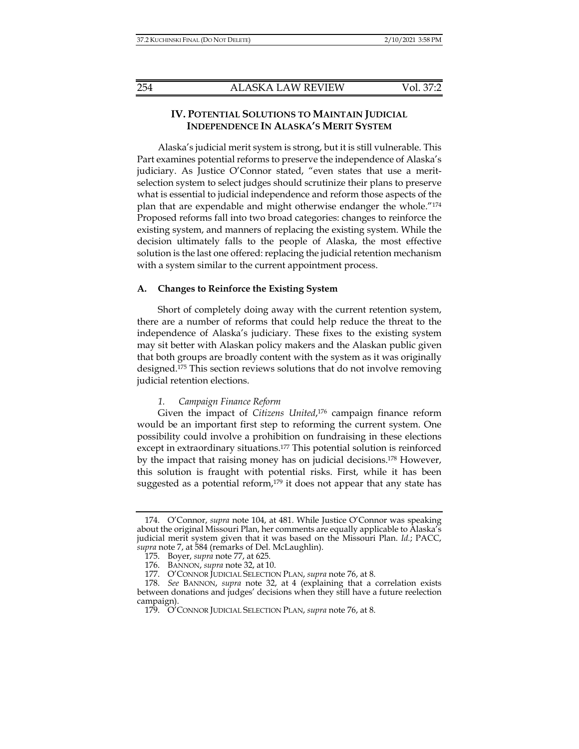## IV. POTENTIAL SOLUTIONS TO MAINTAIN JUDICIAL INDEPENDENCE IN ALASKA'S MERIT SYSTEM

Alaska's judicial merit system is strong, but it is still vulnerable. This Part examines potential reforms to preserve the independence of Alaska's judiciary. As Justice O'Connor stated, "even states that use a merit-selection system to select judges should scrutinize their plans to preserve what is essential to judicial independence and reform those aspects of the plan that are expendable and might otherwise endanger the whole."[174] Proposed reforms fall into two broad categories: changes to reinforce the existing system, and manners of replacing the existing system. While the decision ultimately falls to the people of Alaska, the most effective solution is the last one offered: replacing the judicial retention mechanism with a system similar to the current appointment process.

### A. Changes to Reinforce the Existing System

Short of completely doing away with the current retention system, there are a number of reforms that could help reduce the threat to the independence of Alaska's judiciary. These fixes to the existing system may sit better with Alaskan policy makers and the Alaskan public given that both groups are broadly content with the system as it was originally designed.[175] This section reviews solutions that do not involve removing judicial retention elections.

#### *1. Campaign Finance Reform*

Given the impact of *Citizens United*,[176] campaign finance reform would be an important first step to reforming the current system. One possibility could involve a prohibition on fundraising in these elections except in extraordinary situations.[177] This potential solution is reinforced by the impact that raising money has on judicial decisions.[178] However, this solution is fraught with potential risks. First, while it has been suggested as a potential reform,[179] it does not appear that any state has

---

174. O'Connor, *supra* note 104, at 481. While Justice O'Connor was speaking about the original Missouri Plan, her comments are equally applicable to Alaska's judicial merit system given that it was based on the Missouri Plan. *Id.*; PACC, *supra* note 7, at 584 (remarks of Del. McLaughlin).

175. Boyer, *supra* note 77, at 625.

176. BANNON, *supra* note 32, at 10.

177. O'CONNOR JUDICIAL SELECTION PLAN, *supra* note 76, at 8.

178. *See* BANNON, *supra* note 32, at 4 (explaining that a correlation exists between donations and judges' decisions when they still have a future reelection campaign).

179. O'CONNOR JUDICIAL SELECTION PLAN, *supra* note 76, at 8.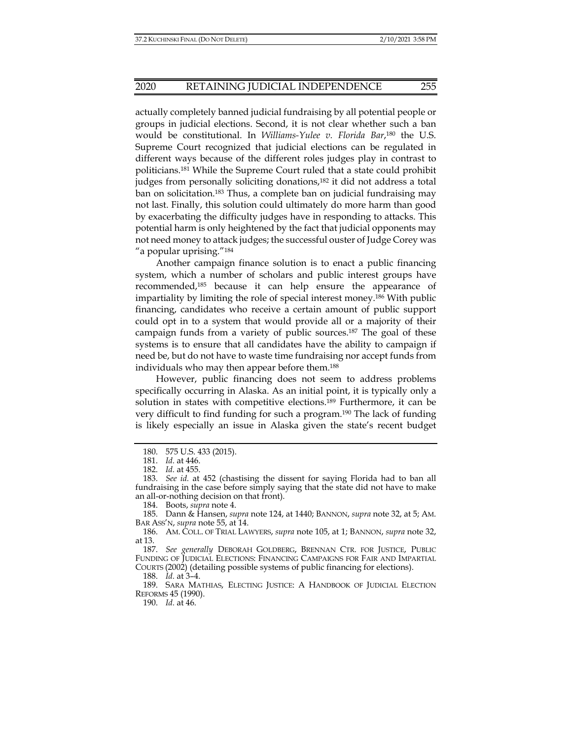actually completely banned judicial fundraising by all potential people or groups in judicial elections. Second, it is not clear whether such a ban would be constitutional. In *Williams-Yulee v. Florida Bar*,[180] the U.S. Supreme Court recognized that judicial elections can be regulated in different ways because of the different roles judges play in contrast to politicians.[181] While the Supreme Court ruled that a state could prohibit judges from personally soliciting donations,[182] it did not address a total ban on solicitation.[183] Thus, a complete ban on judicial fundraising may not last. Finally, this solution could ultimately do more harm than good by exacerbating the difficulty judges have in responding to attacks. This potential harm is only heightened by the fact that judicial opponents may not need money to attack judges; the successful ouster of Judge Corey was "a popular uprising."[184]

Another campaign finance solution is to enact a public financing system, which a number of scholars and public interest groups have recommended,[185] because it can help ensure the appearance of impartiality by limiting the role of special interest money.[186] With public financing, candidates who receive a certain amount of public support could opt in to a system that would provide all or a majority of their campaign funds from a variety of public sources.[187] The goal of these systems is to ensure that all candidates have the ability to campaign if need be, but do not have to waste time fundraising nor accept funds from individuals who may then appear before them.[188]

However, public financing does not seem to address problems specifically occurring in Alaska. As an initial point, it is typically only a solution in states with competitive elections.[189] Furthermore, it can be very difficult to find funding for such a program.[190] The lack of funding is likely especially an issue in Alaska given the state's recent budget

---

180. 575 U.S. 433 (2015).

181. *Id.* at 446.

182. *Id.* at 455.

183. *See id.* at 452 (chastising the dissent for saying Florida had to ban all fundraising in the case before simply saying that the state did not have to make an all-or-nothing decision on that front).

184. Boots, *supra* note 4.

185. Dann & Hansen, *supra* note 124, at 1440; BANNON, *supra* note 32, at 5; AM. BAR ASS'N, *supra* note 55, at 14.

186. AM. COLL. OF TRIAL LAWYERS, *supra* note 105, at 1; BANNON, *supra* note 32, at 13.

187. *See generally* DEBORAH GOLDBERG, BRENNAN CTR. FOR JUSTICE, PUBLIC FUNDING OF JUDICIAL ELECTIONS: FINANCING CAMPAIGNS FOR FAIR AND IMPARTIAL COURTS (2002) (detailing possible systems of public financing for elections).

188. *Id.* at 3–4.

189. SARA MATHIAS, ELECTING JUSTICE: A HANDBOOK OF JUDICIAL ELECTION REFORMS 45 (1990).

190. *Id.* at 46.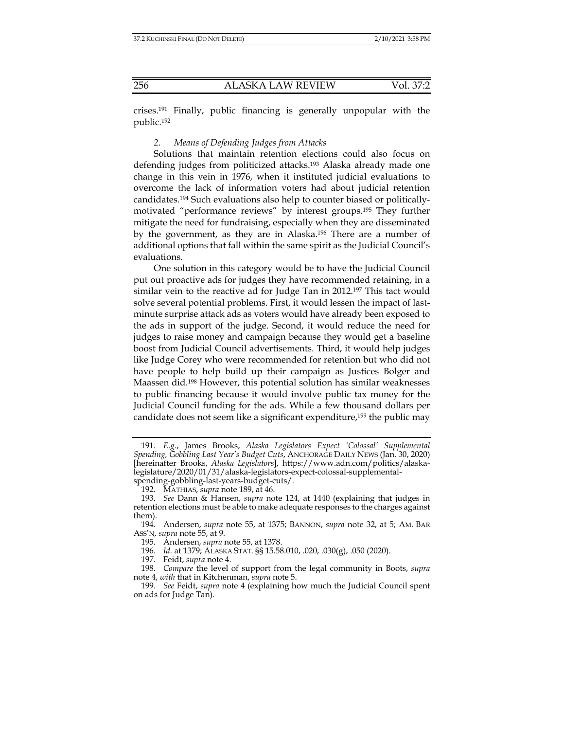crises.[191] Finally, public financing is generally unpopular with the public.[192]

### *2. Means of Defending Judges from Attacks*

Solutions that maintain retention elections could also focus on defending judges from politicized attacks.[193] Alaska already made one change in this vein in 1976, when it instituted judicial evaluations to overcome the lack of information voters had about judicial retention candidates.[194] Such evaluations also help to counter biased or politically-motivated "performance reviews" by interest groups.[195] They further mitigate the need for fundraising, especially when they are disseminated by the government, as they are in Alaska.[196] There are a number of additional options that fall within the same spirit as the Judicial Council's evaluations.

One solution in this category would be to have the Judicial Council put out proactive ads for judges they have recommended retaining, in a similar vein to the reactive ad for Judge Tan in 2012.[197] This tact would solve several potential problems. First, it would lessen the impact of last-minute surprise attack ads as voters would have already been exposed to the ads in support of the judge. Second, it would reduce the need for judges to raise money and campaign because they would get a baseline boost from Judicial Council advertisements. Third, it would help judges like Judge Corey who were recommended for retention but who did not have people to help build up their campaign as Justices Bolger and Maassen did.[198] However, this potential solution has similar weaknesses to public financing because it would involve public tax money for the Judicial Council funding for the ads. While a few thousand dollars per candidate does not seem like a significant expenditure,[199] the public may

---

191. *E.g.*, James Brooks, *Alaska Legislators Expect 'Colossal' Supplemental Spending, Gobbling Last Year's Budget Cuts*, ANCHORAGE DAILY NEWS (Jan. 30, 2020) [hereinafter Brooks, *Alaska Legislators*], https://www.adn.com/politics/alaska-legislature/2020/01/31/alaska-legislators-expect-colossal-supplemental-spending-gobbling-last-years-budget-cuts/.

192. MATHIAS, *supra* note 189, at 46.

193. *See* Dann & Hansen, *supra* note 124, at 1440 (explaining that judges in retention elections must be able to make adequate responses to the charges against them).

194. Andersen, *supra* note 55, at 1375; BANNON, *supra* note 32, at 5; AM. BAR ASS'N, *supra* note 55, at 9.

195. Andersen, *supra* note 55, at 1378.

196. *Id.* at 1379; ALASKA STAT. §§ 15.58.010, .020, .030(g), .050 (2020).

197. Feidt, *supra* note 4.

198. *Compare* the level of support from the legal community in Boots, *supra* note 4, *with* that in Kitchenman, *supra* note 5.

199. *See* Feidt, *supra* note 4 (explaining how much the Judicial Council spent on ads for Judge Tan).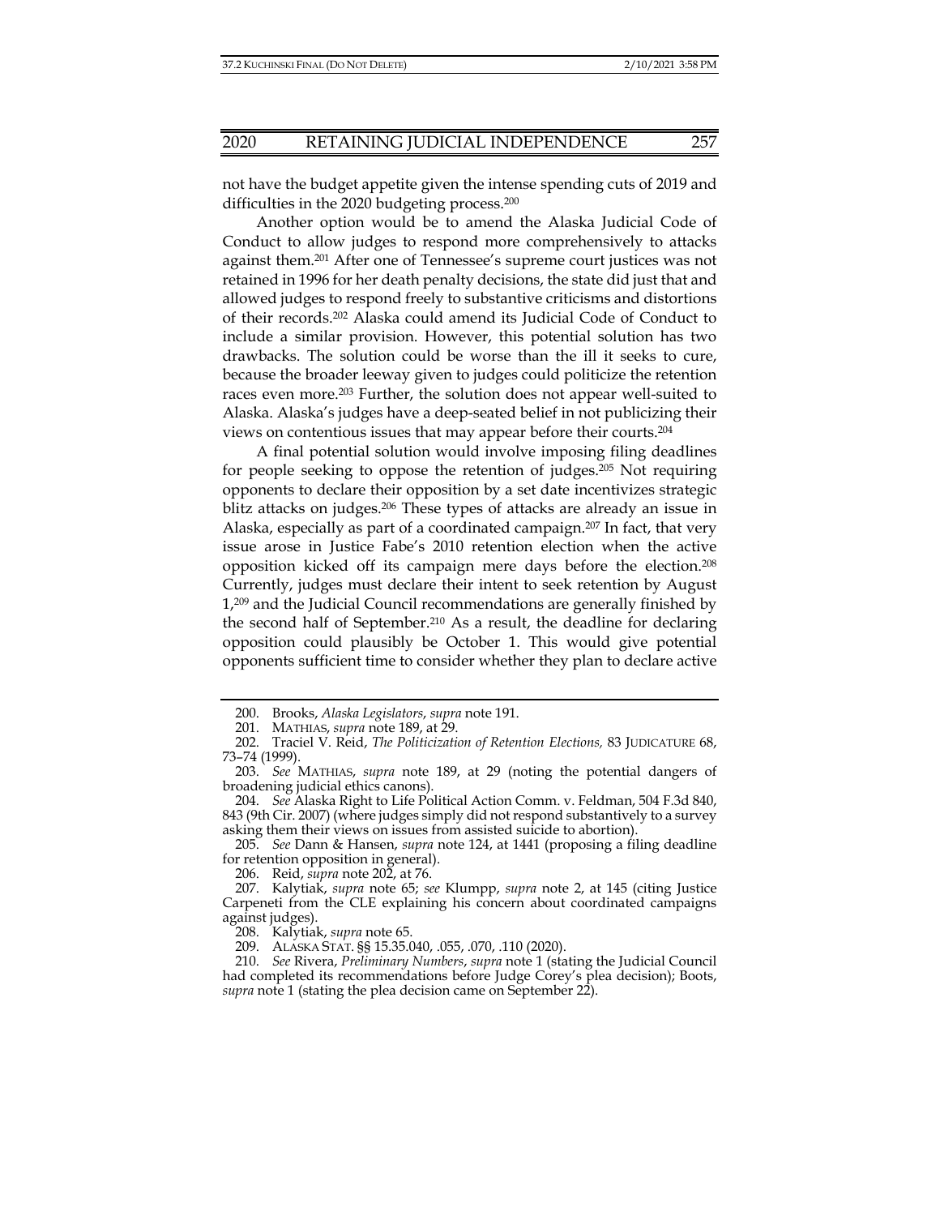not have the budget appetite given the intense spending cuts of 2019 and difficulties in the 2020 budgeting process.[200]

Another option would be to amend the Alaska Judicial Code of Conduct to allow judges to respond more comprehensively to attacks against them.[201] After one of Tennessee's supreme court justices was not retained in 1996 for her death penalty decisions, the state did just that and allowed judges to respond freely to substantive criticisms and distortions of their records.[202] Alaska could amend its Judicial Code of Conduct to include a similar provision. However, this potential solution has two drawbacks. The solution could be worse than the ill it seeks to cure, because the broader leeway given to judges could politicize the retention races even more.[203] Further, the solution does not appear well-suited to Alaska. Alaska's judges have a deep-seated belief in not publicizing their views on contentious issues that may appear before their courts.[204]

A final potential solution would involve imposing filing deadlines for people seeking to oppose the retention of judges.[205] Not requiring opponents to declare their opposition by a set date incentivizes strategic blitz attacks on judges.[206] These types of attacks are already an issue in Alaska, especially as part of a coordinated campaign.[207] In fact, that very issue arose in Justice Fabe's 2010 retention election when the active opposition kicked off its campaign mere days before the election.[208] Currently, judges must declare their intent to seek retention by August 1,[209] and the Judicial Council recommendations are generally finished by the second half of September.[210] As a result, the deadline for declaring opposition could plausibly be October 1. This would give potential opponents sufficient time to consider whether they plan to declare active

---

200. Brooks, *Alaska Legislators*, *supra* note 191.

201. MATHIAS, *supra* note 189, at 29.

202. Traciel V. Reid, *The Politicization of Retention Elections,* 83 JUDICATURE 68, 73–74 (1999).

203. *See* MATHIAS, *supra* note 189, at 29 (noting the potential dangers of broadening judicial ethics canons).

204. *See* Alaska Right to Life Political Action Comm. v. Feldman, 504 F.3d 840, 843 (9th Cir. 2007) (where judges simply did not respond substantively to a survey asking them their views on issues from assisted suicide to abortion).

205. *See* Dann & Hansen, *supra* note 124, at 1441 (proposing a filing deadline for retention opposition in general).

206. Reid, *supra* note 202, at 76.

207. Kalytiak, *supra* note 65; *see* Klumpp, *supra* note 2, at 145 (citing Justice Carpeneti from the CLE explaining his concern about coordinated campaigns against judges).

208. Kalytiak, *supra* note 65.

209. ALASKA STAT. §§ 15.35.040, .055, .070, .110 (2020).

210. *See* Rivera, *Preliminary Numbers*, *supra* note 1 (stating the Judicial Council had completed its recommendations before Judge Corey's plea decision); Boots, *supra* note 1 (stating the plea decision came on September 22).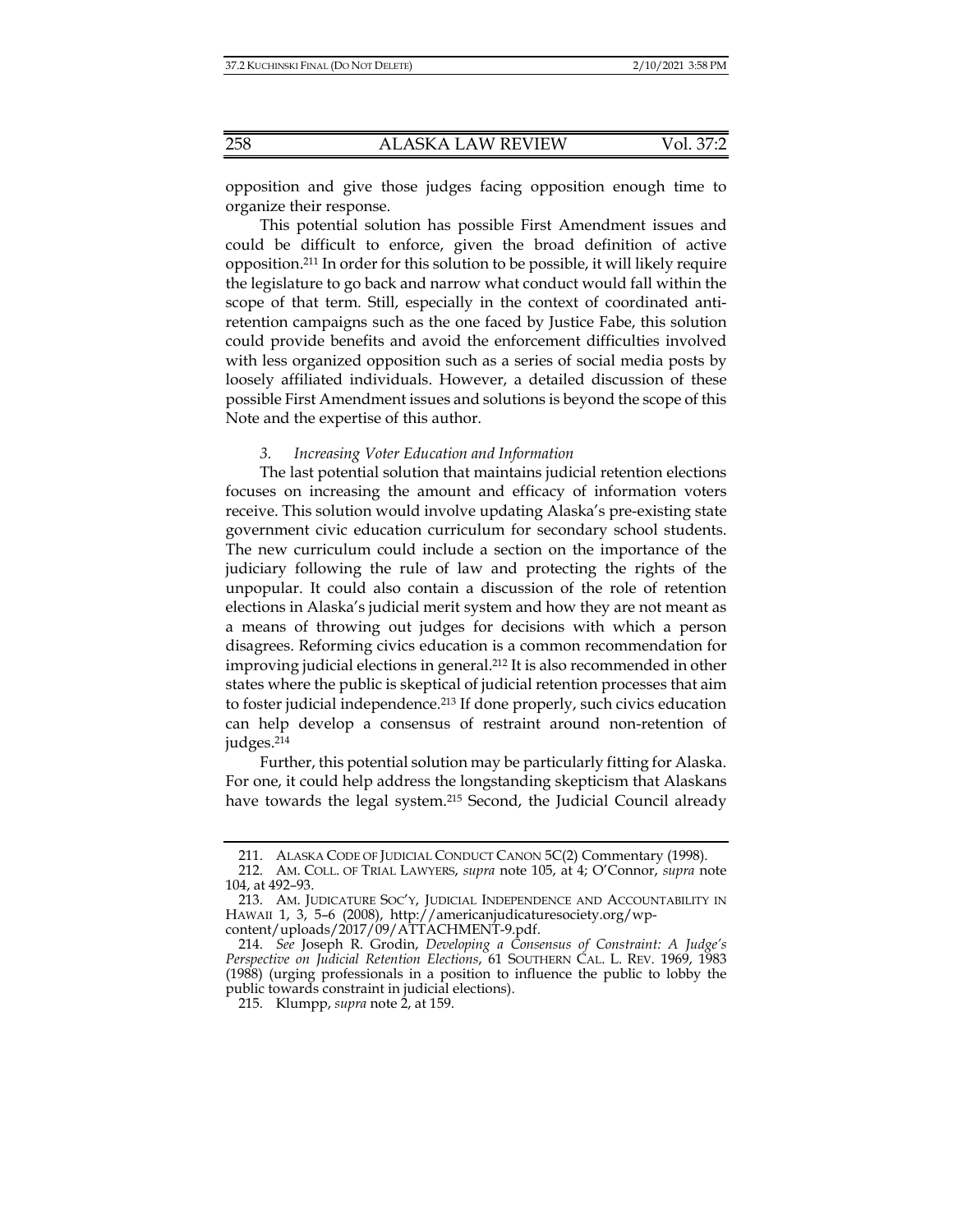opposition and give those judges facing opposition enough time to organize their response.

This potential solution has possible First Amendment issues and could be difficult to enforce, given the broad definition of active opposition.[211] In order for this solution to be possible, it will likely require the legislature to go back and narrow what conduct would fall within the scope of that term. Still, especially in the context of coordinated anti-retention campaigns such as the one faced by Justice Fabe, this solution could provide benefits and avoid the enforcement difficulties involved with less organized opposition such as a series of social media posts by loosely affiliated individuals. However, a detailed discussion of these possible First Amendment issues and solutions is beyond the scope of this Note and the expertise of this author.

### *3. Increasing Voter Education and Information*

The last potential solution that maintains judicial retention elections focuses on increasing the amount and efficacy of information voters receive. This solution would involve updating Alaska's pre-existing state government civic education curriculum for secondary school students. The new curriculum could include a section on the importance of the judiciary following the rule of law and protecting the rights of the unpopular. It could also contain a discussion of the role of retention elections in Alaska's judicial merit system and how they are not meant as a means of throwing out judges for decisions with which a person disagrees. Reforming civics education is a common recommendation for improving judicial elections in general.[212] It is also recommended in other states where the public is skeptical of judicial retention processes that aim to foster judicial independence.[213] If done properly, such civics education can help develop a consensus of restraint around non-retention of judges.[214]

Further, this potential solution may be particularly fitting for Alaska. For one, it could help address the longstanding skepticism that Alaskans have towards the legal system.[215] Second, the Judicial Council already

---

211. ALASKA CODE OF JUDICIAL CONDUCT CANON 5C(2) Commentary (1998).

212. AM. COLL. OF TRIAL LAWYERS, *supra* note 105, at 4; O'Connor, *supra* note 104, at 492–93.

213. AM. JUDICATURE SOC'Y, JUDICIAL INDEPENDENCE AND ACCOUNTABILITY IN HAWAII 1, 3, 5–6 (2008), http://americanjudicaturesociety.org/wp-content/uploads/2017/09/ATTACHMENT-9.pdf.

214. *See* Joseph R. Grodin, *Developing a Consensus of Constraint: A Judge's Perspective on Judicial Retention Elections*, 61 SOUTHERN CAL. L. REV. 1969, 1983 (1988) (urging professionals in a position to influence the public to lobby the public towards constraint in judicial elections).

215. Klumpp, *supra* note 2, at 159.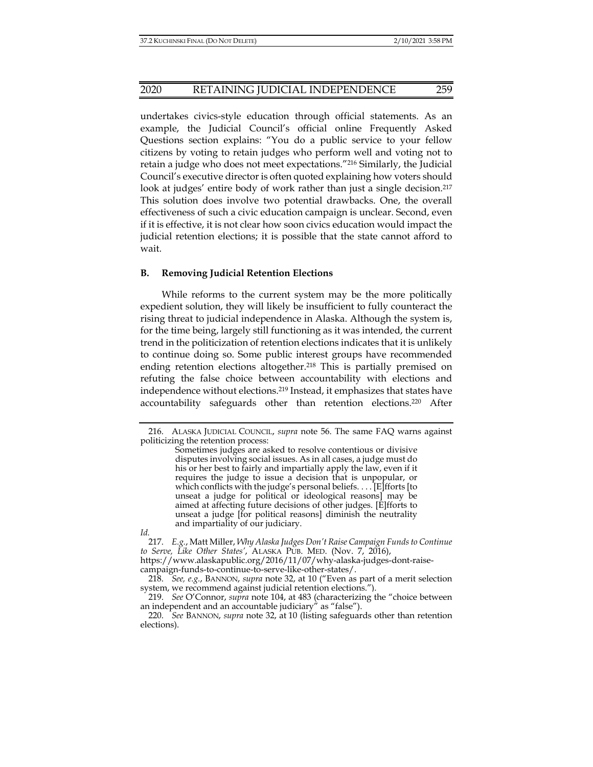undertakes civics-style education through official statements. As an example, the Judicial Council's official online Frequently Asked Questions section explains: "You do a public service to your fellow citizens by voting to retain judges who perform well and voting not to retain a judge who does not meet expectations."[216] Similarly, the Judicial Council's executive director is often quoted explaining how voters should look at judges' entire body of work rather than just a single decision.[217] This solution does involve two potential drawbacks. One, the overall effectiveness of such a civic education campaign is unclear. Second, even if it is effective, it is not clear how soon civics education would impact the judicial retention elections; it is possible that the state cannot afford to wait.

### B. Removing Judicial Retention Elections

While reforms to the current system may be the more politically expedient solution, they will likely be insufficient to fully counteract the rising threat to judicial independence in Alaska. Although the system is, for the time being, largely still functioning as it was intended, the current trend in the politicization of retention elections indicates that it is unlikely to continue doing so. Some public interest groups have recommended ending retention elections altogether.[218] This is partially premised on refuting the false choice between accountability with elections and independence without elections.[219] Instead, it emphasizes that states have accountability safeguards other than retention elections.[220] After

---

216. ALASKA JUDICIAL COUNCIL, *supra* note 56. The same FAQ warns against politicizing the retention process:

> Sometimes judges are asked to resolve contentious or divisive disputes involving social issues. As in all cases, a judge must do his or her best to fairly and impartially apply the law, even if it requires the judge to issue a decision that is unpopular, or which conflicts with the judge's personal beliefs. . . . [E]fforts [to unseat a judge for political or ideological reasons] may be aimed at affecting future decisions of other judges. [E]fforts to unseat a judge [for political reasons] diminish the neutrality and impartiality of our judiciary.

*Id.*

217. *E.g.*, Matt Miller, *Why Alaska Judges Don't Raise Campaign Funds to Continue to Serve, Like Other States'*, ALASKA PUB. MED. (Nov. 7, 2016), https://www.alaskapublic.org/2016/11/07/why-alaska-judges-dont-raise-campaign-funds-to-continue-to-serve-like-other-states/.

218. *See, e.g.*, BANNON, *supra* note 32, at 10 ("Even as part of a merit selection system, we recommend against judicial retention elections.").

219. *See* O'Connor, *supra* note 104, at 483 (characterizing the "choice between an independent and an accountable judiciary" as "false").

220. *See* BANNON, *supra* note 32, at 10 (listing safeguards other than retention elections).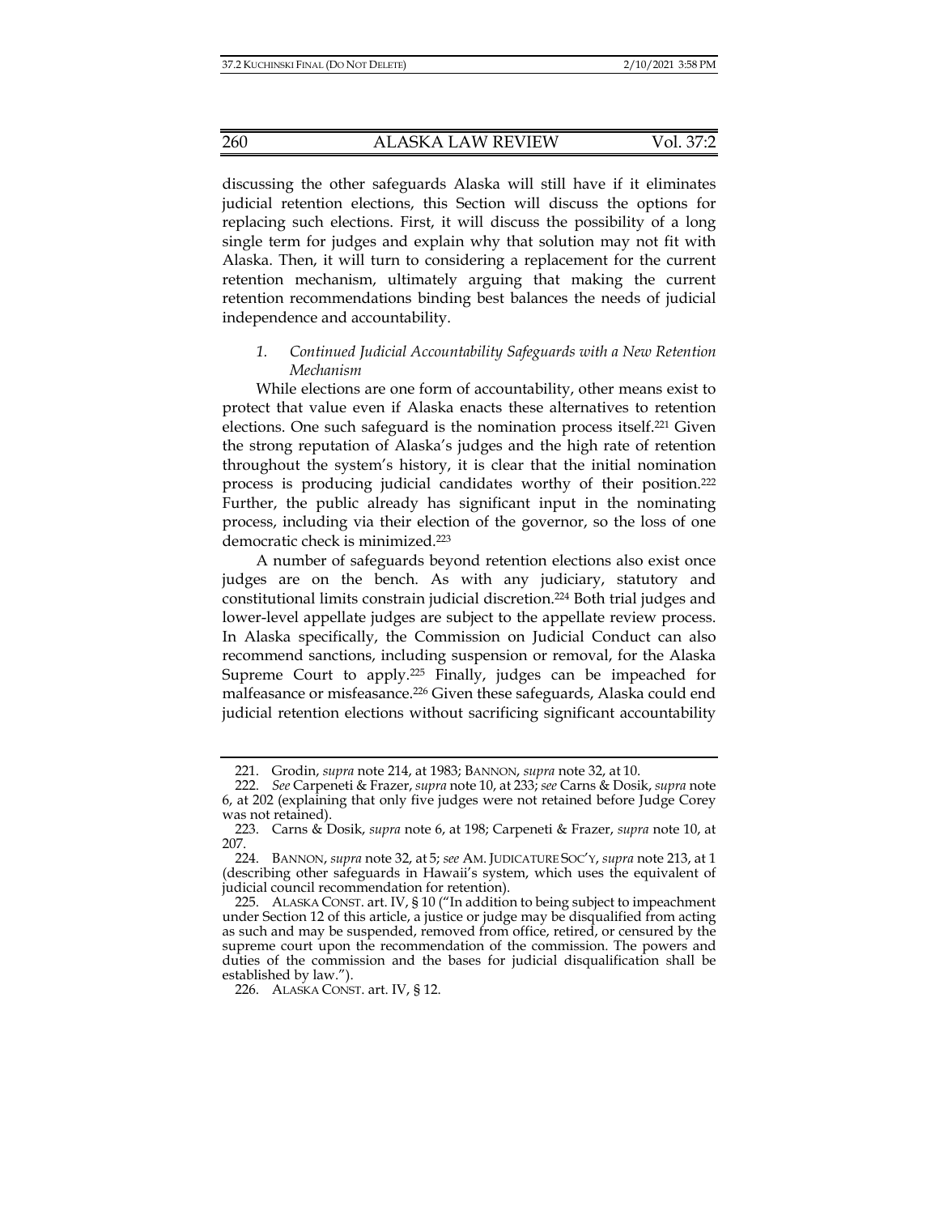discussing the other safeguards Alaska will still have if it eliminates judicial retention elections, this Section will discuss the options for replacing such elections. First, it will discuss the possibility of a long single term for judges and explain why that solution may not fit with Alaska. Then, it will turn to considering a replacement for the current retention mechanism, ultimately arguing that making the current retention recommendations binding best balances the needs of judicial independence and accountability.

### *1. Continued Judicial Accountability Safeguards with a New Retention Mechanism*

While elections are one form of accountability, other means exist to protect that value even if Alaska enacts these alternatives to retention elections. One such safeguard is the nomination process itself.[221] Given the strong reputation of Alaska's judges and the high rate of retention throughout the system's history, it is clear that the initial nomination process is producing judicial candidates worthy of their position.[222] Further, the public already has significant input in the nominating process, including via their election of the governor, so the loss of one democratic check is minimized.[223]

A number of safeguards beyond retention elections also exist once judges are on the bench. As with any judiciary, statutory and constitutional limits constrain judicial discretion.[224] Both trial judges and lower-level appellate judges are subject to the appellate review process. In Alaska specifically, the Commission on Judicial Conduct can also recommend sanctions, including suspension or removal, for the Alaska Supreme Court to apply.[225] Finally, judges can be impeached for malfeasance or misfeasance.[226] Given these safeguards, Alaska could end judicial retention elections without sacrificing significant accountability

---

221. Grodin, *supra* note 214, at 1983; BANNON, *supra* note 32, at 10.

222. *See* Carpeneti & Frazer, *supra* note 10, at 233; *see* Carns & Dosik, *supra* note 6, at 202 (explaining that only five judges were not retained before Judge Corey was not retained).

223. Carns & Dosik, *supra* note 6, at 198; Carpeneti & Frazer, *supra* note 10, at 207.

224. BANNON, *supra* note 32, at 5; *see* AM. JUDICATURE SOC'Y, *supra* note 213, at 1 (describing other safeguards in Hawaii's system, which uses the equivalent of judicial council recommendation for retention).

225. ALASKA CONST. art. IV, § 10 ("In addition to being subject to impeachment under Section 12 of this article, a justice or judge may be disqualified from acting as such and may be suspended, removed from office, retired, or censured by the supreme court upon the recommendation of the commission. The powers and duties of the commission and the bases for judicial disqualification shall be established by law.").

226. ALASKA CONST. art. IV, § 12.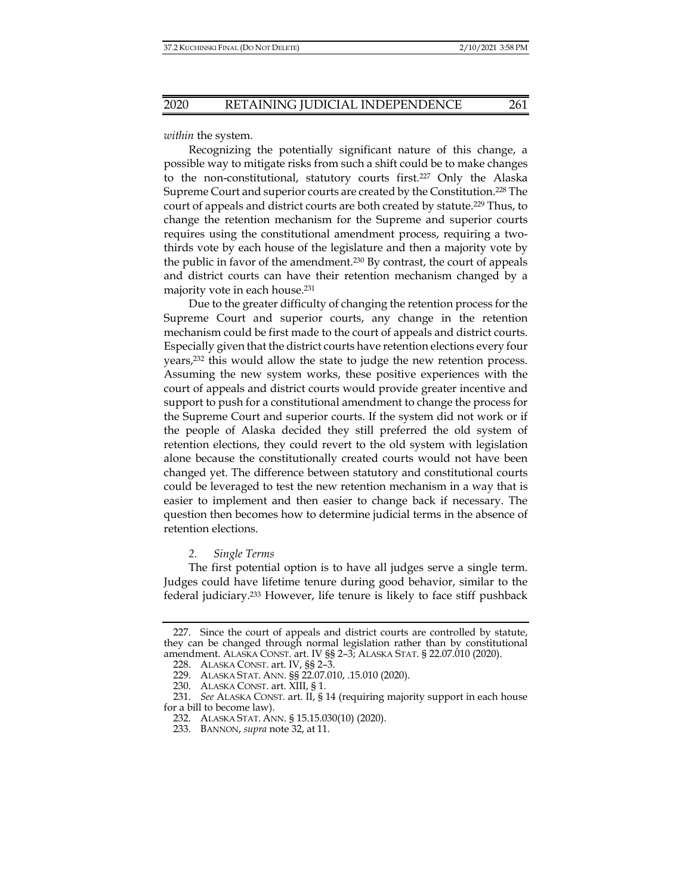*within* the system.

Recognizing the potentially significant nature of this change, a possible way to mitigate risks from such a shift could be to make changes to the non-constitutional, statutory courts first.[227] Only the Alaska Supreme Court and superior courts are created by the Constitution.[228] The court of appeals and district courts are both created by statute.[229] Thus, to change the retention mechanism for the Supreme and superior courts requires using the constitutional amendment process, requiring a two-thirds vote by each house of the legislature and then a majority vote by the public in favor of the amendment.[230] By contrast, the court of appeals and district courts can have their retention mechanism changed by a majority vote in each house.[231]

Due to the greater difficulty of changing the retention process for the Supreme Court and superior courts, any change in the retention mechanism could be first made to the court of appeals and district courts. Especially given that the district courts have retention elections every four years,[232] this would allow the state to judge the new retention process. Assuming the new system works, these positive experiences with the court of appeals and district courts would provide greater incentive and support to push for a constitutional amendment to change the process for the Supreme Court and superior courts. If the system did not work or if the people of Alaska decided they still preferred the old system of retention elections, they could revert to the old system with legislation alone because the constitutionally created courts would not have been changed yet. The difference between statutory and constitutional courts could be leveraged to test the new retention mechanism in a way that is easier to implement and then easier to change back if necessary. The question then becomes how to determine judicial terms in the absence of retention elections.

#### 2. *Single Terms*

The first potential option is to have all judges serve a single term. Judges could have lifetime tenure during good behavior, similar to the federal judiciary.[233] However, life tenure is likely to face stiff pushback

---

227. Since the court of appeals and district courts are controlled by statute, they can be changed through normal legislation rather than by constitutional amendment. ALASKA CONST. art. IV §§ 2–3; ALASKA STAT. § 22.07.010 (2020).

228. ALASKA CONST. art. IV, §§ 2–3.

229. ALASKA STAT. ANN. §§ 22.07.010, .15.010 (2020).

230. ALASKA CONST. art. XIII, § 1.

231. *See* ALASKA CONST. art. II, § 14 (requiring majority support in each house for a bill to become law).

232. ALASKA STAT. ANN. § 15.15.030(10) (2020).

233. BANNON, *supra* note 32, at 11.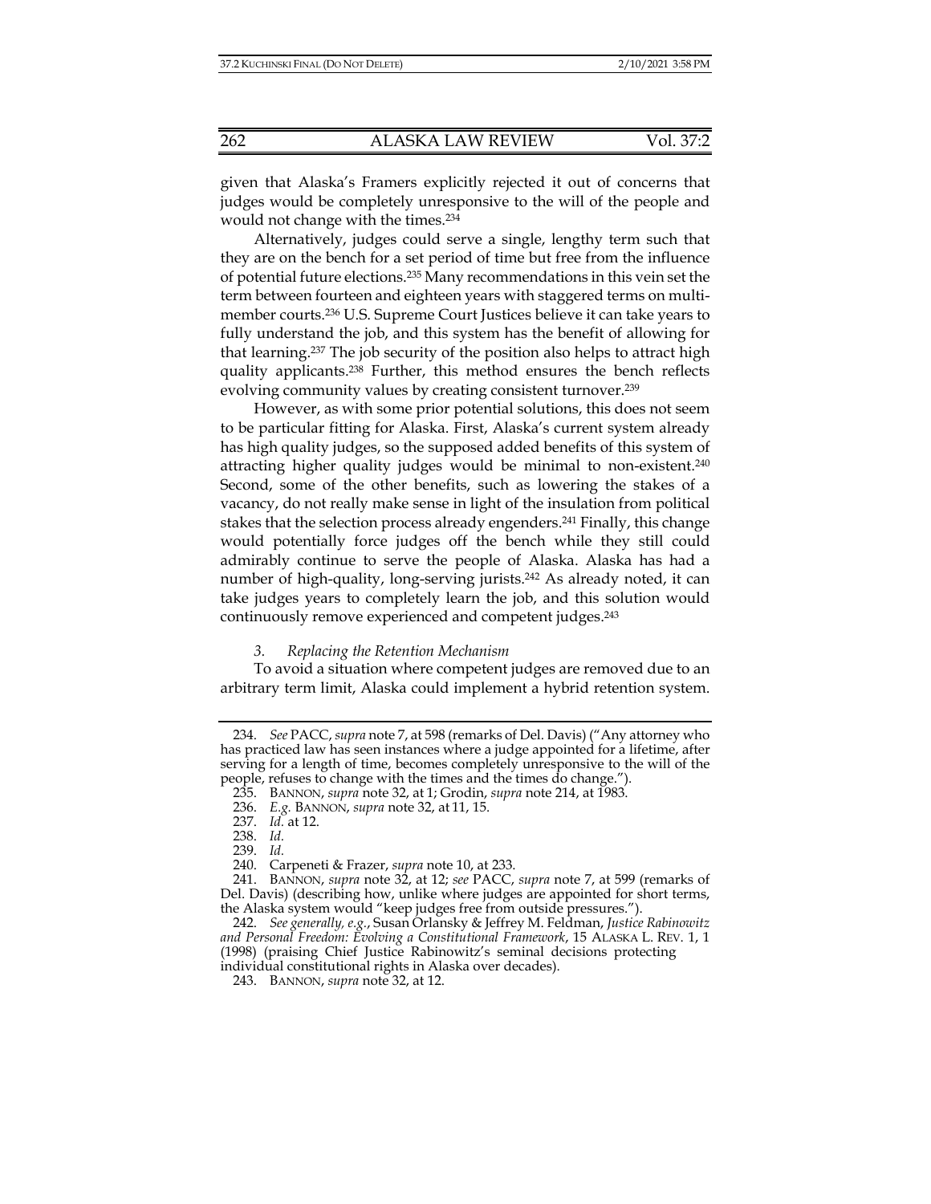given that Alaska's Framers explicitly rejected it out of concerns that judges would be completely unresponsive to the will of the people and would not change with the times.[234]

Alternatively, judges could serve a single, lengthy term such that they are on the bench for a set period of time but free from the influence of potential future elections.[235] Many recommendations in this vein set the term between fourteen and eighteen years with staggered terms on multi-member courts.[236] U.S. Supreme Court Justices believe it can take years to fully understand the job, and this system has the benefit of allowing for that learning.[237] The job security of the position also helps to attract high quality applicants.[238] Further, this method ensures the bench reflects evolving community values by creating consistent turnover.[239]

However, as with some prior potential solutions, this does not seem to be particular fitting for Alaska. First, Alaska's current system already has high quality judges, so the supposed added benefits of this system of attracting higher quality judges would be minimal to non-existent.[240] Second, some of the other benefits, such as lowering the stakes of a vacancy, do not really make sense in light of the insulation from political stakes that the selection process already engenders.[241] Finally, this change would potentially force judges off the bench while they still could admirably continue to serve the people of Alaska. Alaska has had a number of high-quality, long-serving jurists.[242] As already noted, it can take judges years to completely learn the job, and this solution would continuously remove experienced and competent judges.[243]

*3. Replacing the Retention Mechanism*

To avoid a situation where competent judges are removed due to an arbitrary term limit, Alaska could implement a hybrid retention system.

---

234. *See* PACC, *supra* note 7, at 598 (remarks of Del. Davis) ("Any attorney who has practiced law has seen instances where a judge appointed for a lifetime, after serving for a length of time, becomes completely unresponsive to the will of the people, refuses to change with the times and the times do change.").

235. BANNON, *supra* note 32, at 1; Grodin, *supra* note 214, at 1983.

236. *E.g.* BANNON, *supra* note 32, at 11, 15.

237. *Id.* at 12.

238. *Id.*

239. *Id.*

240. Carpeneti & Frazer, *supra* note 10, at 233.

241. BANNON, *supra* note 32, at 12; *see* PACC, *supra* note 7, at 599 (remarks of Del. Davis) (describing how, unlike where judges are appointed for short terms, the Alaska system would "keep judges free from outside pressures.").

242. *See generally, e.g.*, Susan Orlansky & Jeffrey M. Feldman, *Justice Rabinowitz and Personal Freedom: Evolving a Constitutional Framework*, 15 ALASKA L. REV. 1, 1 (1998) (praising Chief Justice Rabinowitz's seminal decisions protecting individual constitutional rights in Alaska over decades).

243. BANNON, *supra* note 32, at 12.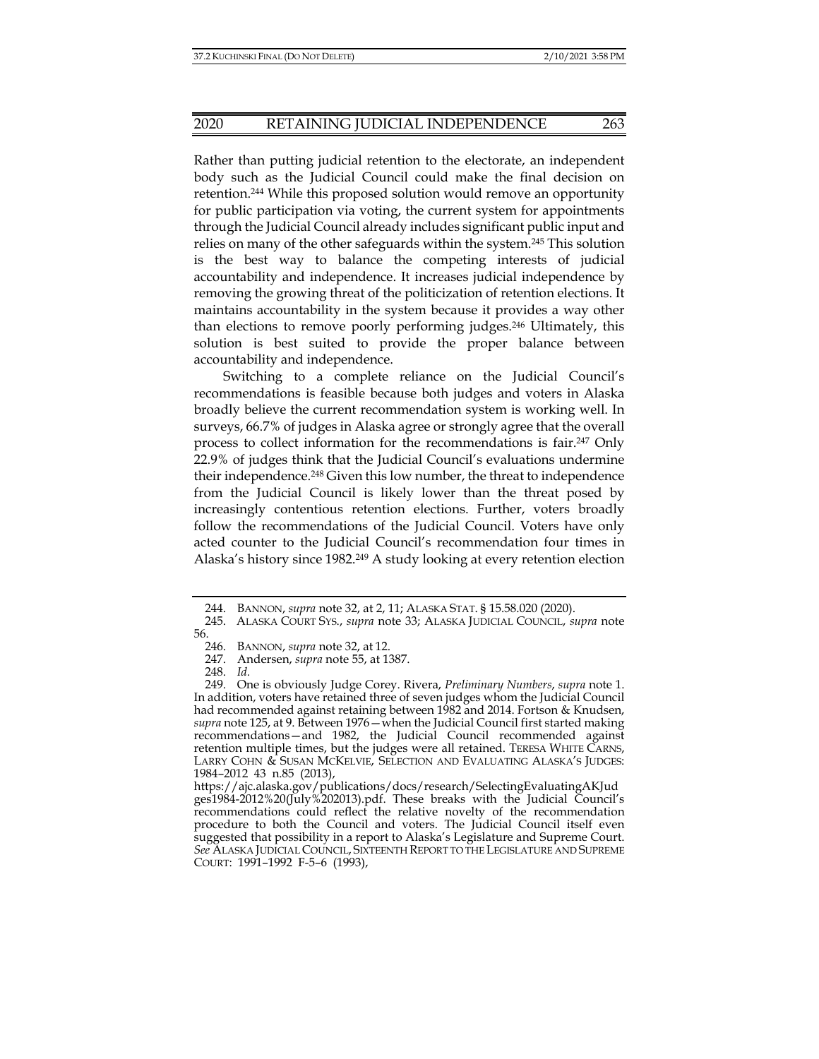Rather than putting judicial retention to the electorate, an independent body such as the Judicial Council could make the final decision on retention.[244] While this proposed solution would remove an opportunity for public participation via voting, the current system for appointments through the Judicial Council already includes significant public input and relies on many of the other safeguards within the system.[245] This solution is the best way to balance the competing interests of judicial accountability and independence. It increases judicial independence by removing the growing threat of the politicization of retention elections. It maintains accountability in the system because it provides a way other than elections to remove poorly performing judges.[246] Ultimately, this solution is best suited to provide the proper balance between accountability and independence.

Switching to a complete reliance on the Judicial Council's recommendations is feasible because both judges and voters in Alaska broadly believe the current recommendation system is working well. In surveys, 66.7% of judges in Alaska agree or strongly agree that the overall process to collect information for the recommendations is fair.[247] Only 22.9% of judges think that the Judicial Council's evaluations undermine their independence.[248] Given this low number, the threat to independence from the Judicial Council is likely lower than the threat posed by increasingly contentious retention elections. Further, voters broadly follow the recommendations of the Judicial Council. Voters have only acted counter to the Judicial Council's recommendation four times in Alaska's history since 1982.[249] A study looking at every retention election

---

244. BANNON, *supra* note 32, at 2, 11; ALASKA STAT. § 15.58.020 (2020).

245. ALASKA COURT SYS., *supra* note 33; ALASKA JUDICIAL COUNCIL, *supra* note 56.

246. BANNON, *supra* note 32, at 12.

247. Andersen, *supra* note 55, at 1387.

248. *Id.*

249. One is obviously Judge Corey. Rivera, *Preliminary Numbers*, *supra* note 1. In addition, voters have retained three of seven judges whom the Judicial Council had recommended against retaining between 1982 and 2014. Fortson & Knudsen, *supra* note 125, at 9. Between 1976—when the Judicial Council first started making recommendations—and 1982, the Judicial Council recommended against retention multiple times, but the judges were all retained. TERESA WHITE CARNS, LARRY COHN & SUSAN MCKELVIE, SELECTION AND EVALUATING ALASKA'S JUDGES: 1984–2012 43 n.85 (2013), https://ajc.alaska.gov/publications/docs/research/SelectingEvaluatingAKJudges1984-2012%20(July%202013).pdf. These breaks with the Judicial Council's recommendations could reflect the relative novelty of the recommendation procedure to both the Council and voters. The Judicial Council itself even suggested that possibility in a report to Alaska's Legislature and Supreme Court. *See* ALASKA JUDICIAL COUNCIL, SIXTEENTH REPORT TO THE LEGISLATURE AND SUPREME COURT: 1991–1992 F-5–6 (1993),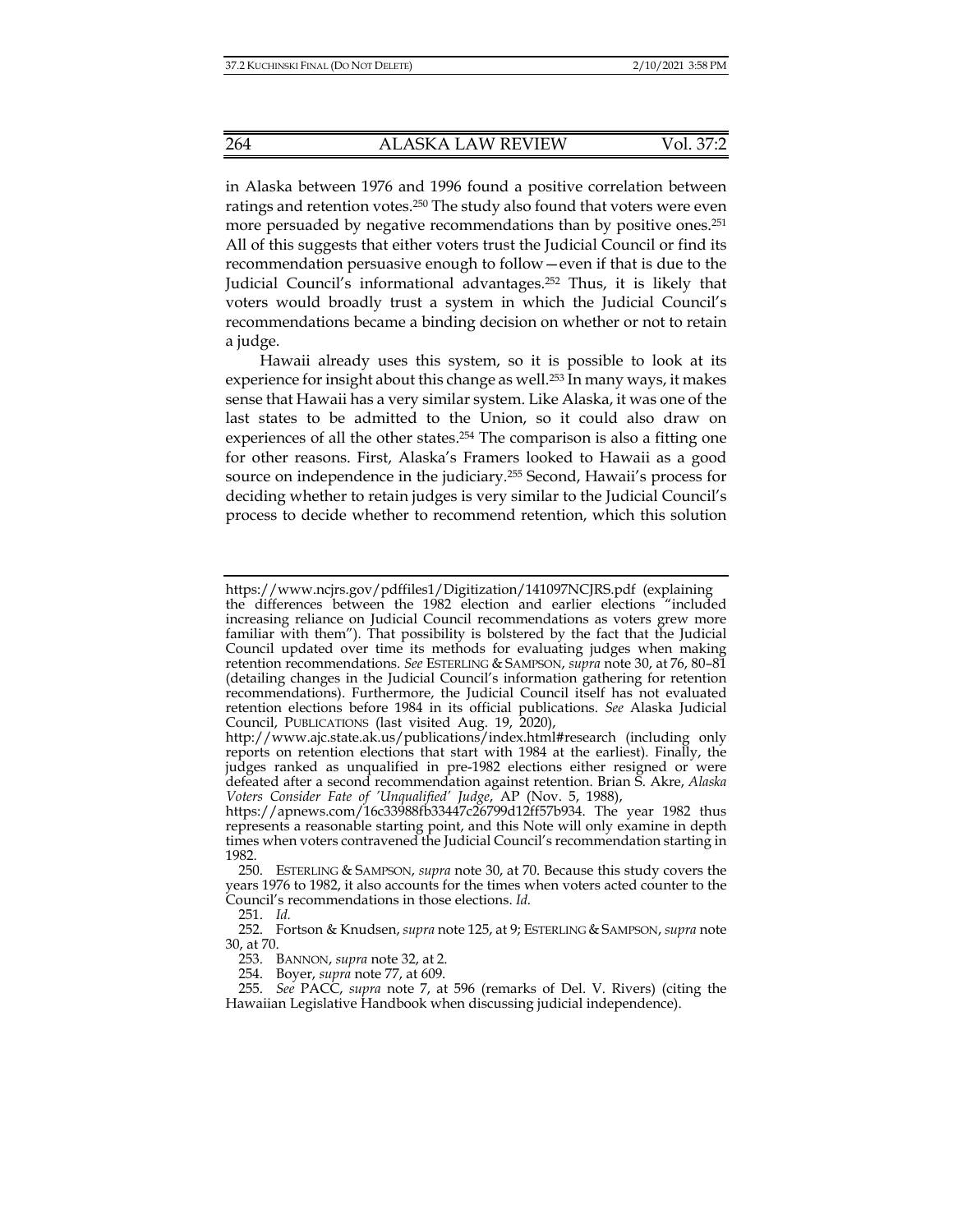in Alaska between 1976 and 1996 found a positive correlation between ratings and retention votes.[250] The study also found that voters were even more persuaded by negative recommendations than by positive ones.[251] All of this suggests that either voters trust the Judicial Council or find its recommendation persuasive enough to follow—even if that is due to the Judicial Council's informational advantages.[252] Thus, it is likely that voters would broadly trust a system in which the Judicial Council's recommendations became a binding decision on whether or not to retain a judge.

Hawaii already uses this system, so it is possible to look at its experience for insight about this change as well.[253] In many ways, it makes sense that Hawaii has a very similar system. Like Alaska, it was one of the last states to be admitted to the Union, so it could also draw on experiences of all the other states.[254] The comparison is also a fitting one for other reasons. First, Alaska's Framers looked to Hawaii as a good source on independence in the judiciary.[255] Second, Hawaii's process for deciding whether to retain judges is very similar to the Judicial Council's process to decide whether to recommend retention, which this solution

---

https://www.ncjrs.gov/pdffiles1/Digitization/141097NCJRS.pdf (explaining the differences between the 1982 election and earlier elections "included increasing reliance on Judicial Council recommendations as voters grew more familiar with them"). That possibility is bolstered by the fact that the Judicial Council updated over time its methods for evaluating judges when making retention recommendations. *See* ESTERLING & SAMPSON, *supra* note 30, at 76, 80–81 (detailing changes in the Judicial Council's information gathering for retention recommendations). Furthermore, the Judicial Council itself has not evaluated retention elections before 1984 in its official publications. *See* Alaska Judicial Council, PUBLICATIONS (last visited Aug. 19, 2020), http://www.ajc.state.ak.us/publications/index.html#research (including only reports on retention elections that start with 1984 at the earliest). Finally, the judges ranked as unqualified in pre-1982 elections either resigned or were defeated after a second recommendation against retention. Brian S. Akre, *Alaska Voters Consider Fate of 'Unqualified' Judge*, AP (Nov. 5, 1988), https://apnews.com/16c33988fb33447c26799d12ff57b934. The year 1982 thus represents a reasonable starting point, and this Note will only examine in depth times when voters contravened the Judicial Council's recommendation starting in 1982.

250. ESTERLING & SAMPSON, *supra* note 30, at 70. Because this study covers the years 1976 to 1982, it also accounts for the times when voters acted counter to the Council's recommendations in those elections. *Id.*

251. *Id.*

252. Fortson & Knudsen, *supra* note 125, at 9; ESTERLING & SAMPSON, *supra* note 30, at 70.

253. BANNON, *supra* note 32, at 2.

254. Boyer, *supra* note 77, at 609.

255. *See* PACC, *supra* note 7, at 596 (remarks of Del. V. Rivers) (citing the Hawaiian Legislative Handbook when discussing judicial independence).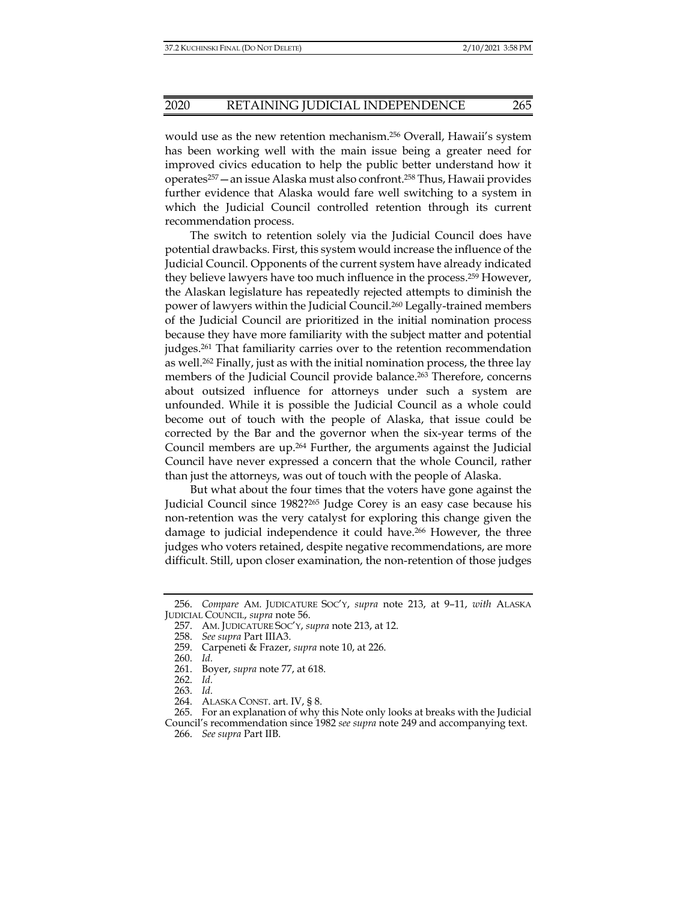would use as the new retention mechanism.[256] Overall, Hawaii's system has been working well with the main issue being a greater need for improved civics education to help the public better understand how it operates[257]—an issue Alaska must also confront.[258] Thus, Hawaii provides further evidence that Alaska would fare well switching to a system in which the Judicial Council controlled retention through its current recommendation process.

The switch to retention solely via the Judicial Council does have potential drawbacks. First, this system would increase the influence of the Judicial Council. Opponents of the current system have already indicated they believe lawyers have too much influence in the process.[259] However, the Alaskan legislature has repeatedly rejected attempts to diminish the power of lawyers within the Judicial Council.[260] Legally-trained members of the Judicial Council are prioritized in the initial nomination process because they have more familiarity with the subject matter and potential judges.[261] That familiarity carries over to the retention recommendation as well.[262] Finally, just as with the initial nomination process, the three lay members of the Judicial Council provide balance.[263] Therefore, concerns about outsized influence for attorneys under such a system are unfounded. While it is possible the Judicial Council as a whole could become out of touch with the people of Alaska, that issue could be corrected by the Bar and the governor when the six-year terms of the Council members are up.[264] Further, the arguments against the Judicial Council have never expressed a concern that the whole Council, rather than just the attorneys, was out of touch with the people of Alaska.

But what about the four times that the voters have gone against the Judicial Council since 1982?[265] Judge Corey is an easy case because his non-retention was the very catalyst for exploring this change given the damage to judicial independence it could have.[266] However, the three judges who voters retained, despite negative recommendations, are more difficult. Still, upon closer examination, the non-retention of those judges

---

256. *Compare* AM. JUDICATURE SOC'Y, *supra* note 213, at 9–11, *with* ALASKA JUDICIAL COUNCIL, *supra* note 56.

257. AM. JUDICATURE SOC'Y, *supra* note 213, at 12.

258. *See supra* Part IIIA3.

259. Carpeneti & Frazer, *supra* note 10, at 226.

260. *Id.*

261. Boyer, *supra* note 77, at 618.

262. *Id.*

263. *Id.*

264. ALASKA CONST. art. IV, § 8.

265. For an explanation of why this Note only looks at breaks with the Judicial Council's recommendation since 1982 *see supra* note 249 and accompanying text.

266. *See supra* Part IIB.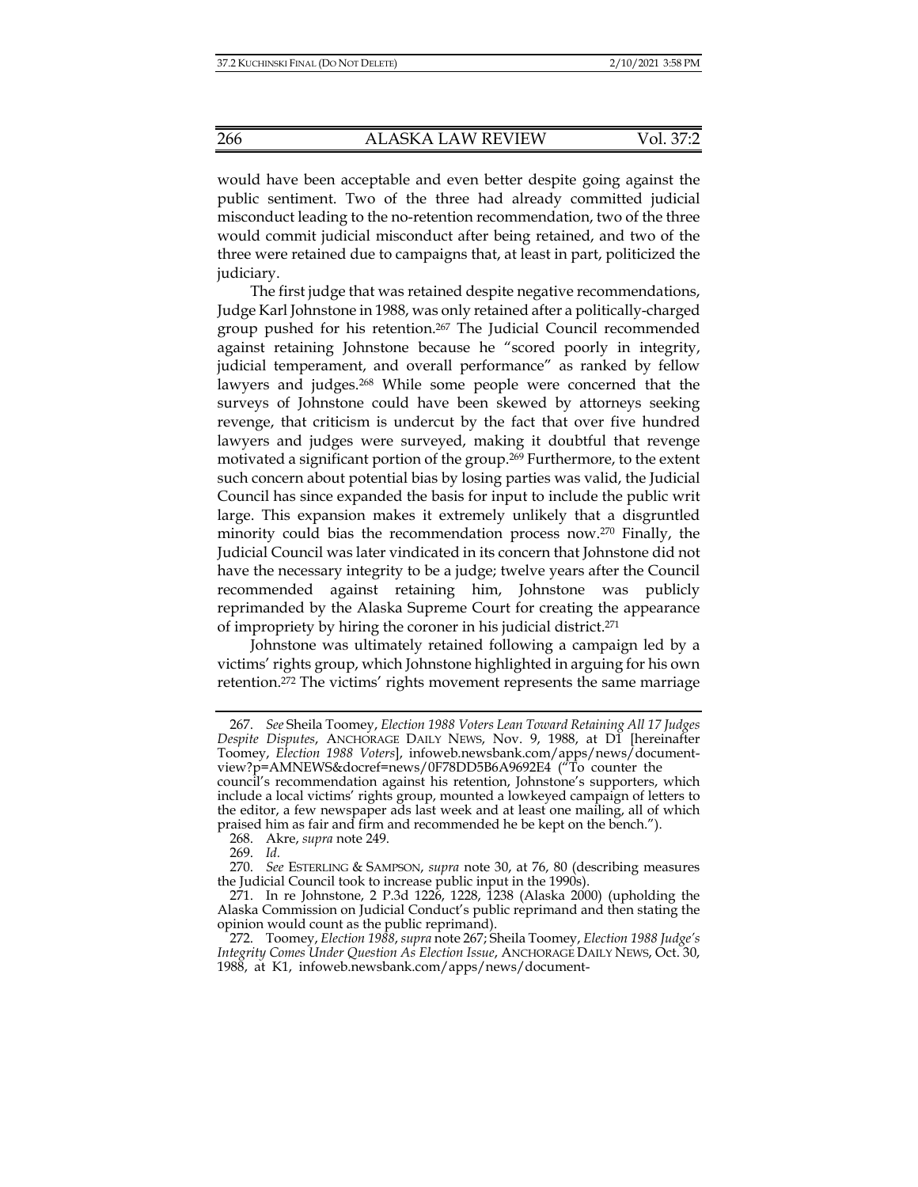would have been acceptable and even better despite going against the public sentiment. Two of the three had already committed judicial misconduct leading to the no-retention recommendation, two of the three would commit judicial misconduct after being retained, and two of the three were retained due to campaigns that, at least in part, politicized the judiciary.

The first judge that was retained despite negative recommendations, Judge Karl Johnstone in 1988, was only retained after a politically-charged group pushed for his retention.[267] The Judicial Council recommended against retaining Johnstone because he "scored poorly in integrity, judicial temperament, and overall performance" as ranked by fellow lawyers and judges.[268] While some people were concerned that the surveys of Johnstone could have been skewed by attorneys seeking revenge, that criticism is undercut by the fact that over five hundred lawyers and judges were surveyed, making it doubtful that revenge motivated a significant portion of the group.[269] Furthermore, to the extent such concern about potential bias by losing parties was valid, the Judicial Council has since expanded the basis for input to include the public writ large. This expansion makes it extremely unlikely that a disgruntled minority could bias the recommendation process now.[270] Finally, the Judicial Council was later vindicated in its concern that Johnstone did not have the necessary integrity to be a judge; twelve years after the Council recommended against retaining him, Johnstone was publicly reprimanded by the Alaska Supreme Court for creating the appearance of impropriety by hiring the coroner in his judicial district.[271]

Johnstone was ultimately retained following a campaign led by a victims' rights group, which Johnstone highlighted in arguing for his own retention.[272] The victims' rights movement represents the same marriage

---

267. *See* Sheila Toomey, *Election 1988 Voters Lean Toward Retaining All 17 Judges Despite Disputes*, ANCHORAGE DAILY NEWS, Nov. 9, 1988, at D1 [hereinafter Toomey, *Election 1988 Voters*], infoweb.newsbank.com/apps/news/document-view?p=AMNEWS&docref=news/0F78DD5B6A9692E4 ("To counter the council's recommendation against his retention, Johnstone's supporters, which include a local victims' rights group, mounted a lowkeyed campaign of letters to the editor, a few newspaper ads last week and at least one mailing, all of which praised him as fair and firm and recommended he be kept on the bench.").

268. Akre, *supra* note 249.

269. *Id.*

270. *See* ESTERLING & SAMPSON, *supra* note 30, at 76, 80 (describing measures the Judicial Council took to increase public input in the 1990s).

271. In re Johnstone, 2 P.3d 1226, 1228, 1238 (Alaska 2000) (upholding the Alaska Commission on Judicial Conduct's public reprimand and then stating the opinion would count as the public reprimand).

272. Toomey, *Election 1988*, *supra* note 267; Sheila Toomey, *Election 1988 Judge's Integrity Comes Under Question As Election Issue*, ANCHORAGE DAILY NEWS, Oct. 30, 1988, at K1, infoweb.newsbank.com/apps/news/document-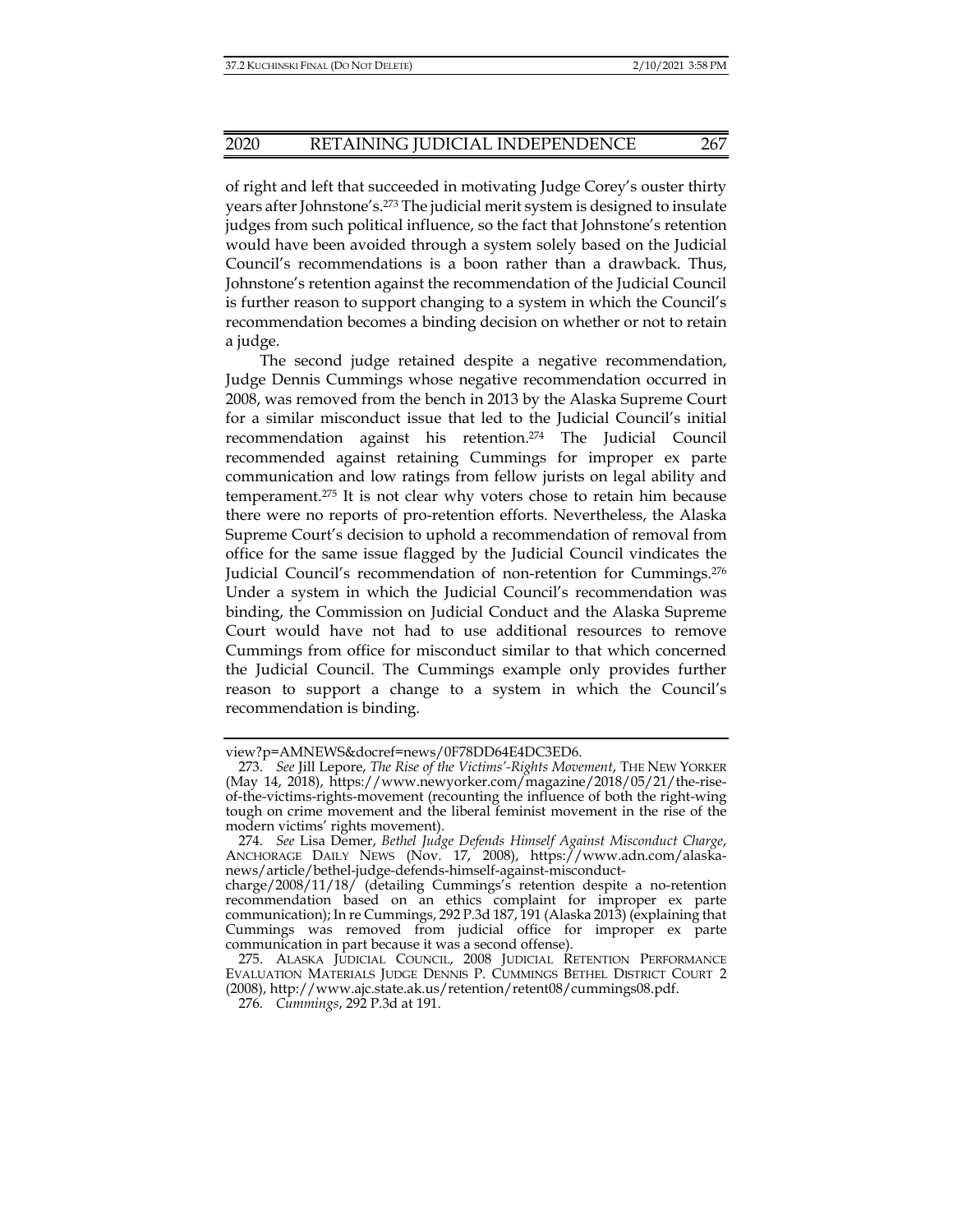of right and left that succeeded in motivating Judge Corey's ouster thirty years after Johnstone's.[273] The judicial merit system is designed to insulate judges from such political influence, so the fact that Johnstone's retention would have been avoided through a system solely based on the Judicial Council's recommendations is a boon rather than a drawback. Thus, Johnstone's retention against the recommendation of the Judicial Council is further reason to support changing to a system in which the Council's recommendation becomes a binding decision on whether or not to retain a judge.

The second judge retained despite a negative recommendation, Judge Dennis Cummings whose negative recommendation occurred in 2008, was removed from the bench in 2013 by the Alaska Supreme Court for a similar misconduct issue that led to the Judicial Council's initial recommendation against his retention.[274] The Judicial Council recommended against retaining Cummings for improper ex parte communication and low ratings from fellow jurists on legal ability and temperament.[275] It is not clear why voters chose to retain him because there were no reports of pro-retention efforts. Nevertheless, the Alaska Supreme Court's decision to uphold a recommendation of removal from office for the same issue flagged by the Judicial Council vindicates the Judicial Council's recommendation of non-retention for Cummings.[276] Under a system in which the Judicial Council's recommendation was binding, the Commission on Judicial Conduct and the Alaska Supreme Court would have not had to use additional resources to remove Cummings from office for misconduct similar to that which concerned the Judicial Council. The Cummings example only provides further reason to support a change to a system in which the Council's recommendation is binding.

---

view?p=AMNEWS&docref=news/0F78DD64E4DC3ED6.

273. *See* Jill Lepore, *The Rise of the Victims'-Rights Movement*, THE NEW YORKER (May 14, 2018), https://www.newyorker.com/magazine/2018/05/21/the-rise-of-the-victims-rights-movement (recounting the influence of both the right-wing tough on crime movement and the liberal feminist movement in the rise of the modern victims' rights movement).

274. *See* Lisa Demer, *Bethel Judge Defends Himself Against Misconduct Charge*, ANCHORAGE DAILY NEWS (Nov. 17, 2008), https://www.adn.com/alaska-news/article/bethel-judge-defends-himself-against-misconduct-charge/2008/11/18/ (detailing Cummings's retention despite a no-retention recommendation based on an ethics complaint for improper ex parte communication); In re Cummings, 292 P.3d 187, 191 (Alaska 2013) (explaining that Cummings was removed from judicial office for improper ex parte communication in part because it was a second offense).

275. ALASKA JUDICIAL COUNCIL, 2008 JUDICIAL RETENTION PERFORMANCE EVALUATION MATERIALS JUDGE DENNIS P. CUMMINGS BETHEL DISTRICT COURT 2 (2008), http://www.ajc.state.ak.us/retention/retent08/cummings08.pdf.

276. *Cummings*, 292 P.3d at 191.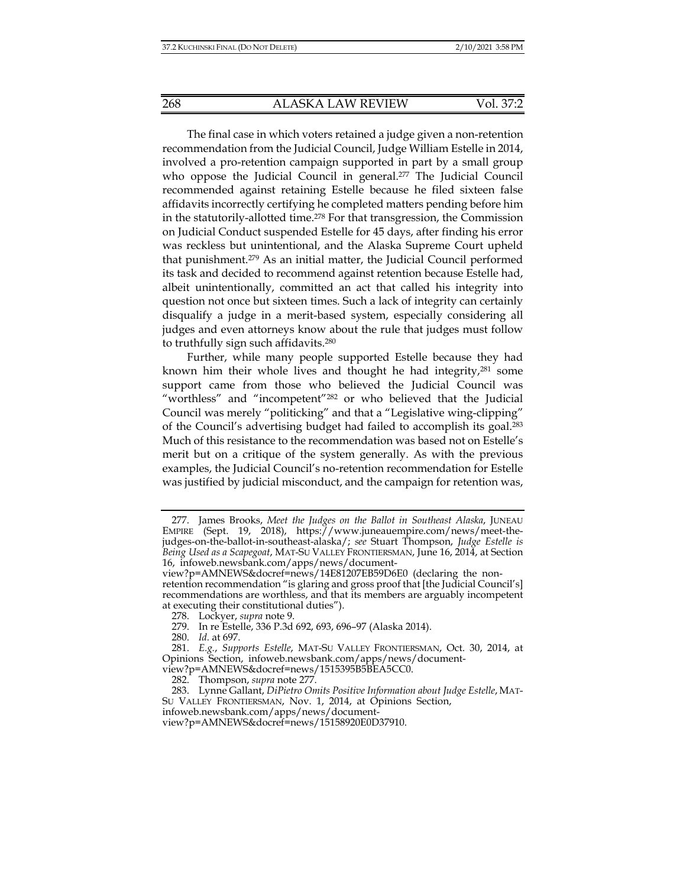The final case in which voters retained a judge given a non-retention recommendation from the Judicial Council, Judge William Estelle in 2014, involved a pro-retention campaign supported in part by a small group who oppose the Judicial Council in general.[277] The Judicial Council recommended against retaining Estelle because he filed sixteen false affidavits incorrectly certifying he completed matters pending before him in the statutorily-allotted time.[278] For that transgression, the Commission on Judicial Conduct suspended Estelle for 45 days, after finding his error was reckless but unintentional, and the Alaska Supreme Court upheld that punishment.[279] As an initial matter, the Judicial Council performed its task and decided to recommend against retention because Estelle had, albeit unintentionally, committed an act that called his integrity into question not once but sixteen times. Such a lack of integrity can certainly disqualify a judge in a merit-based system, especially considering all judges and even attorneys know about the rule that judges must follow to truthfully sign such affidavits.[280]

Further, while many people supported Estelle because they had known him their whole lives and thought he had integrity,[281] some support came from those who believed the Judicial Council was "worthless" and "incompetent"[282] or who believed that the Judicial Council was merely "politicking" and that a "Legislative wing-clipping" of the Council's advertising budget had failed to accomplish its goal.[283] Much of this resistance to the recommendation was based not on Estelle's merit but on a critique of the system generally. As with the previous examples, the Judicial Council's no-retention recommendation for Estelle was justified by judicial misconduct, and the campaign for retention was,

---

277. James Brooks, *Meet the Judges on the Ballot in Southeast Alaska*, JUNEAU EMPIRE (Sept. 19, 2018), https://www.juneauempire.com/news/meet-the-judges-on-the-ballot-in-southeast-alaska/; *see* Stuart Thompson, *Judge Estelle is Being Used as a Scapegoat*, MAT-SU VALLEY FRONTIERSMAN, June 16, 2014, at Section 16, infoweb.newsbank.com/apps/news/document-view?p=AMNEWS&docref=news/14E81207EB59D6E0 (declaring the non-retention recommendation "is glaring and gross proof that [the Judicial Council's] recommendations are worthless, and that its members are arguably incompetent at executing their constitutional duties").

278. Lockyer, *supra* note 9.

279. In re Estelle, 336 P.3d 692, 693, 696–97 (Alaska 2014).

280. *Id.* at 697.

281. *E.g.*, *Supports Estelle*, MAT-SU VALLEY FRONTIERSMAN, Oct. 30, 2014, at Opinions Section, infoweb.newsbank.com/apps/news/document-view?p=AMNEWS&docref=news/1515395B5BEA5CC0.

282. Thompson, *supra* note 277.

283. Lynne Gallant, *DiPietro Omits Positive Information about Judge Estelle*, MAT-SU VALLEY FRONTIERSMAN, Nov. 1, 2014, at Opinions Section, infoweb.newsbank.com/apps/news/document-view?p=AMNEWS&docref=news/15158920E0D37910.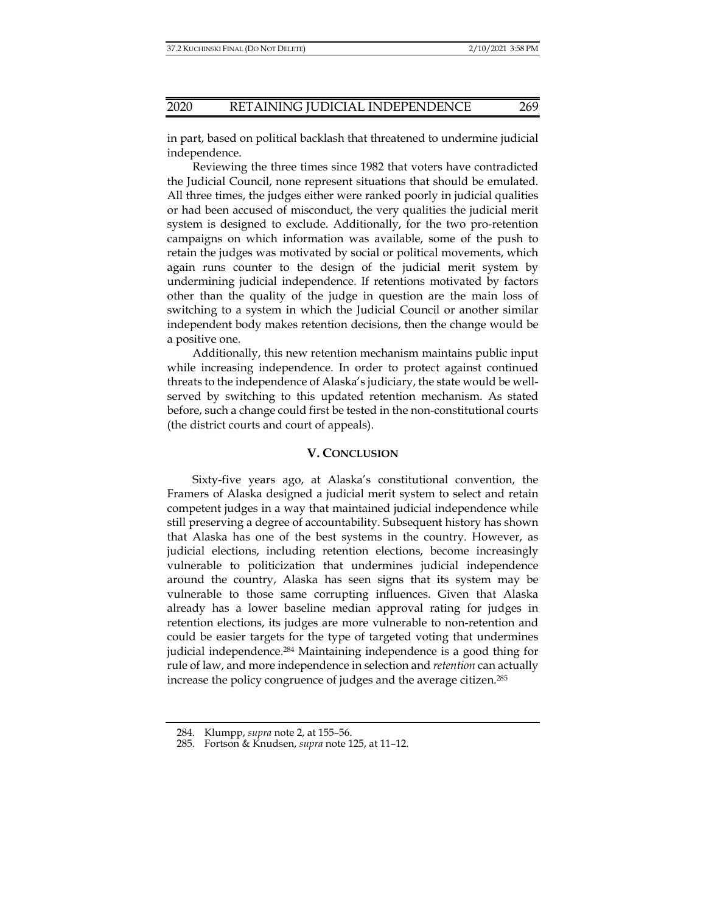in part, based on political backlash that threatened to undermine judicial independence.

Reviewing the three times since 1982 that voters have contradicted the Judicial Council, none represent situations that should be emulated. All three times, the judges either were ranked poorly in judicial qualities or had been accused of misconduct, the very qualities the judicial merit system is designed to exclude. Additionally, for the two pro-retention campaigns on which information was available, some of the push to retain the judges was motivated by social or political movements, which again runs counter to the design of the judicial merit system by undermining judicial independence. If retentions motivated by factors other than the quality of the judge in question are the main loss of switching to a system in which the Judicial Council or another similar independent body makes retention decisions, then the change would be a positive one.

Additionally, this new retention mechanism maintains public input while increasing independence. In order to protect against continued threats to the independence of Alaska's judiciary, the state would be well-served by switching to this updated retention mechanism. As stated before, such a change could first be tested in the non-constitutional courts (the district courts and court of appeals).

## V. CONCLUSION

Sixty-five years ago, at Alaska's constitutional convention, the Framers of Alaska designed a judicial merit system to select and retain competent judges in a way that maintained judicial independence while still preserving a degree of accountability. Subsequent history has shown that Alaska has one of the best systems in the country. However, as judicial elections, including retention elections, become increasingly vulnerable to politicization that undermines judicial independence around the country, Alaska has seen signs that its system may be vulnerable to those same corrupting influences. Given that Alaska already has a lower baseline median approval rating for judges in retention elections, its judges are more vulnerable to non-retention and could be easier targets for the type of targeted voting that undermines judicial independence.[284] Maintaining independence is a good thing for rule of law, and more independence in selection and *retention* can actually increase the policy congruence of judges and the average citizen.[285]

---

284. Klumpp, *supra* note 2, at 155–56.

285. Fortson & Knudsen, *supra* note 125, at 11–12.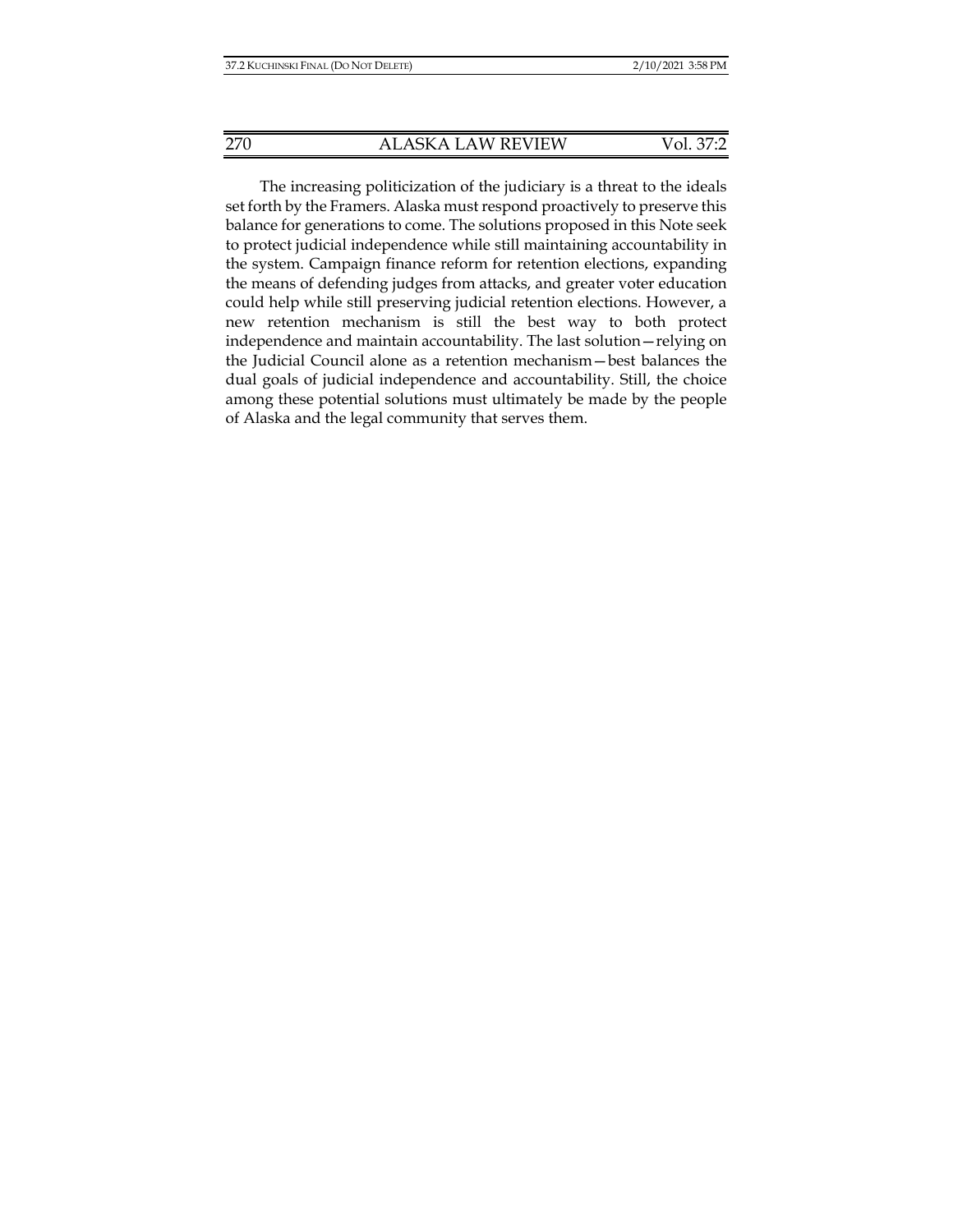The increasing politicization of the judiciary is a threat to the ideals set forth by the Framers. Alaska must respond proactively to preserve this balance for generations to come. The solutions proposed in this Note seek to protect judicial independence while still maintaining accountability in the system. Campaign finance reform for retention elections, expanding the means of defending judges from attacks, and greater voter education could help while still preserving judicial retention elections. However, a new retention mechanism is still the best way to both protect independence and maintain accountability. The last solution—relying on the Judicial Council alone as a retention mechanism—best balances the dual goals of judicial independence and accountability. Still, the choice among these potential solutions must ultimately be made by the people of Alaska and the legal community that serves them.